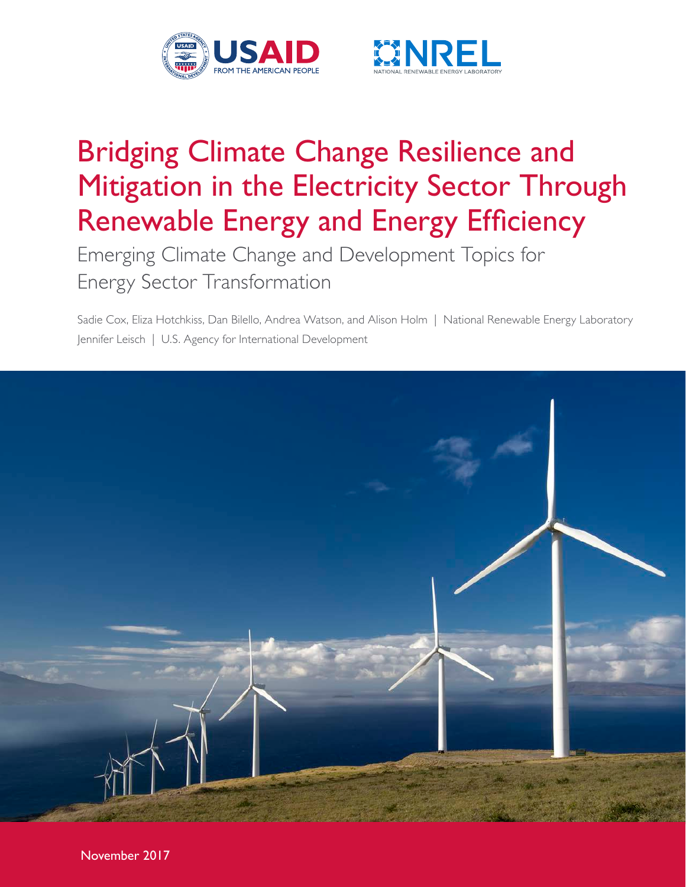USAID FROM THE AMERICAN PEOPLE

NREL NATIONAL RENEWABLE ENERGY LABORATORY

# Bridging Climate Change Resilience and Mitigation in the Electricity Sector Through Renewable Energy and Energy Efficiency

## Emerging Climate Change and Development Topics for Energy Sector Transformation

Sadie Cox, Eliza Hotchkiss, Dan Bilello, Andrea Watson, and Alison Holm | National Renewable Energy Laboratory

Jennifer Leisch | U.S. Agency for International Development

November 2017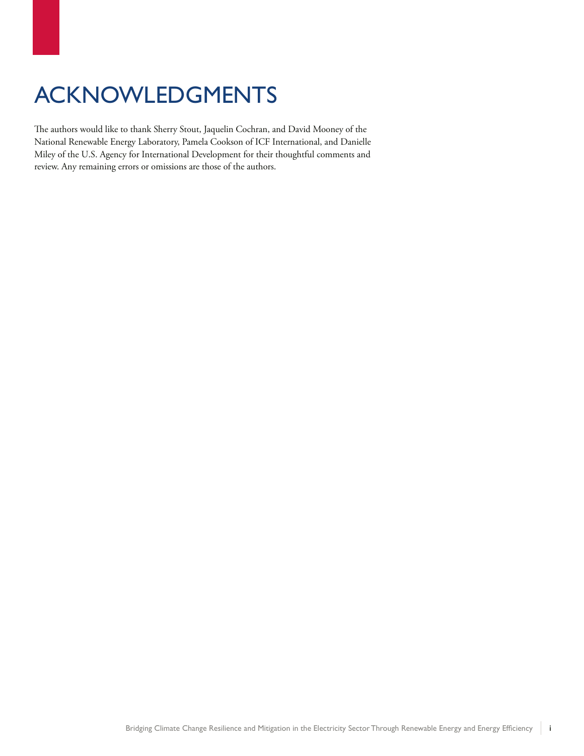# ACKNOWLEDGMENTS

The authors would like to thank Sherry Stout, Jaquelin Cochran, and David Mooney of the National Renewable Energy Laboratory, Pamela Cookson of ICF International, and Danielle Miley of the U.S. Agency for International Development for their thoughtful comments and review. Any remaining errors or omissions are those of the authors.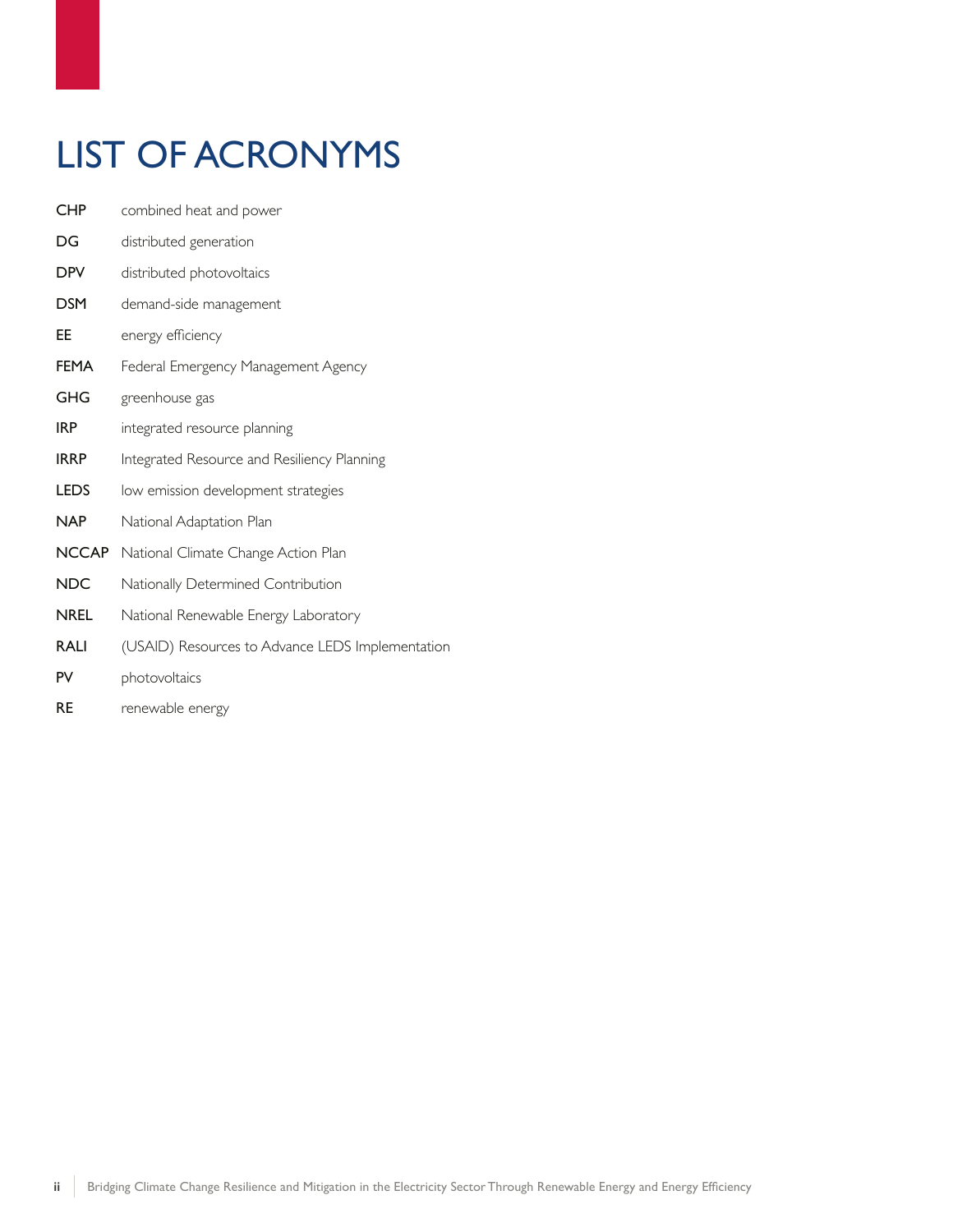# LIST OF ACRONYMS

| | |
|---|---|
| **CHP** | combined heat and power |
| **DG** | distributed generation |
| **DPV** | distributed photovoltaics |
| **DSM** | demand-side management |
| **EE** | energy efficiency |
| **FEMA** | Federal Emergency Management Agency |
| **GHG** | greenhouse gas |
| **IRP** | integrated resource planning |
| **IRRP** | Integrated Resource and Resiliency Planning |
| **LEDS** | low emission development strategies |
| **NAP** | National Adaptation Plan |
| **NCCAP** | National Climate Change Action Plan |
| **NDC** | Nationally Determined Contribution |
| **NREL** | National Renewable Energy Laboratory |
| **RALI** | (USAID) Resources to Advance LEDS Implementation |
| **PV** | photovoltaics |
| **RE** | renewable energy |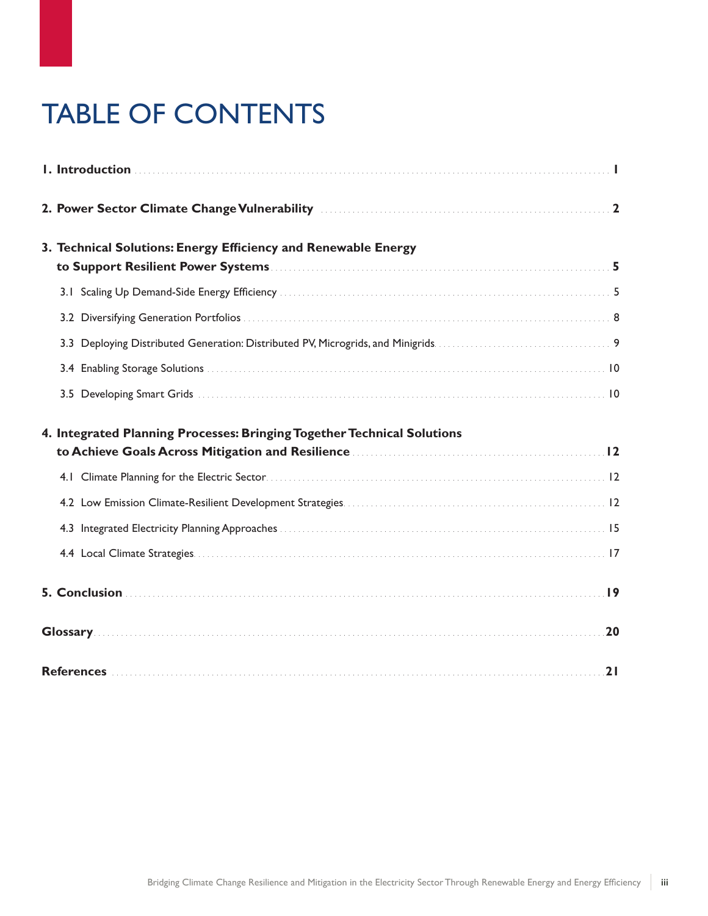# TABLE OF CONTENTS

**1. Introduction** .................................................. **1**

**2. Power Sector Climate Change Vulnerability** .................................................. **2**

**3. Technical Solutions: Energy Efficiency and Renewable Energy to Support Resilient Power Systems** .................................................. **5**

- 3.1 Scaling Up Demand-Side Energy Efficiency .................................................. 5
- 3.2 Diversifying Generation Portfolios .................................................. 8
- 3.3 Deploying Distributed Generation: Distributed PV, Microgrids, and Minigrids .................................................. 9
- 3.4 Enabling Storage Solutions .................................................. 10
- 3.5 Developing Smart Grids .................................................. 10

**4. Integrated Planning Processes: Bringing Together Technical Solutions to Achieve Goals Across Mitigation and Resilience** .................................................. **12**

- 4.1 Climate Planning for the Electric Sector .................................................. 12
- 4.2 Low Emission Climate-Resilient Development Strategies .................................................. 12
- 4.3 Integrated Electricity Planning Approaches .................................................. 15
- 4.4 Local Climate Strategies .................................................. 17

**5. Conclusion** .................................................. **19**

**Glossary** .................................................. **20**

**References** .................................................. **21**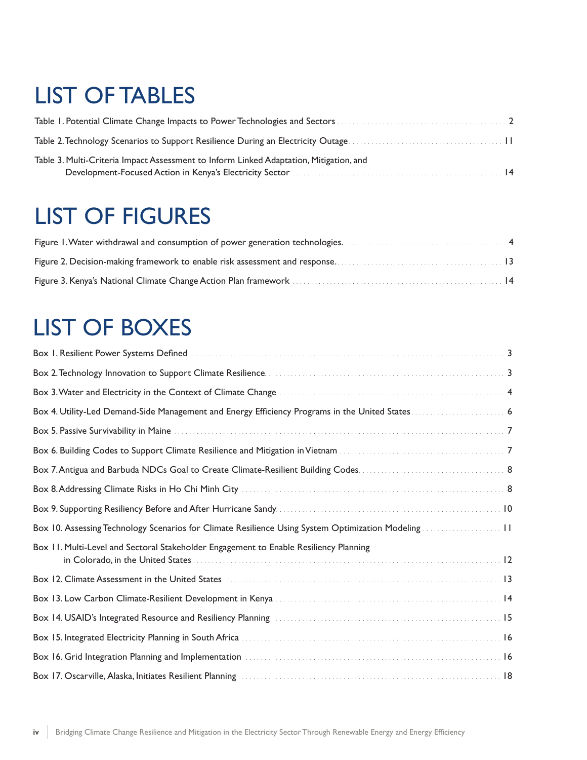# LIST OF TABLES

Table 1. Potential Climate Change Impacts to Power Technologies and Sectors ........ 2

Table 2. Technology Scenarios to Support Resilience During an Electricity Outage ........ 11

Table 3. Multi-Criteria Impact Assessment to Inform Linked Adaptation, Mitigation, and Development-Focused Action in Kenya's Electricity Sector ........ 14

# LIST OF FIGURES

Figure 1. Water withdrawal and consumption of power generation technologies. ........ 4

Figure 2. Decision-making framework to enable risk assessment and response. ........ 13

Figure 3. Kenya's National Climate Change Action Plan framework ........ 14

# LIST OF BOXES

Box 1. Resilient Power Systems Defined ........ 3

Box 2. Technology Innovation to Support Climate Resilience ........ 3

Box 3. Water and Electricity in the Context of Climate Change ........ 4

Box 4. Utility-Led Demand-Side Management and Energy Efficiency Programs in the United States ........ 6

Box 5. Passive Survivability in Maine ........ 7

Box 6. Building Codes to Support Climate Resilience and Mitigation in Vietnam ........ 7

Box 7. Antigua and Barbuda NDCs Goal to Create Climate-Resilient Building Codes ........ 8

Box 8. Addressing Climate Risks in Ho Chi Minh City ........ 8

Box 9. Supporting Resiliency Before and After Hurricane Sandy ........ 10

Box 10. Assessing Technology Scenarios for Climate Resilience Using System Optimization Modeling ........ 11

Box 11. Multi-Level and Sectoral Stakeholder Engagement to Enable Resiliency Planning in Colorado, in the United States ........ 12

Box 12. Climate Assessment in the United States ........ 13

Box 13. Low Carbon Climate-Resilient Development in Kenya ........ 14

Box 14. USAID's Integrated Resource and Resiliency Planning ........ 15

Box 15. Integrated Electricity Planning in South Africa ........ 16

Box 16. Grid Integration Planning and Implementation ........ 16

Box 17. Oscarville, Alaska, Initiates Resilient Planning ........ 18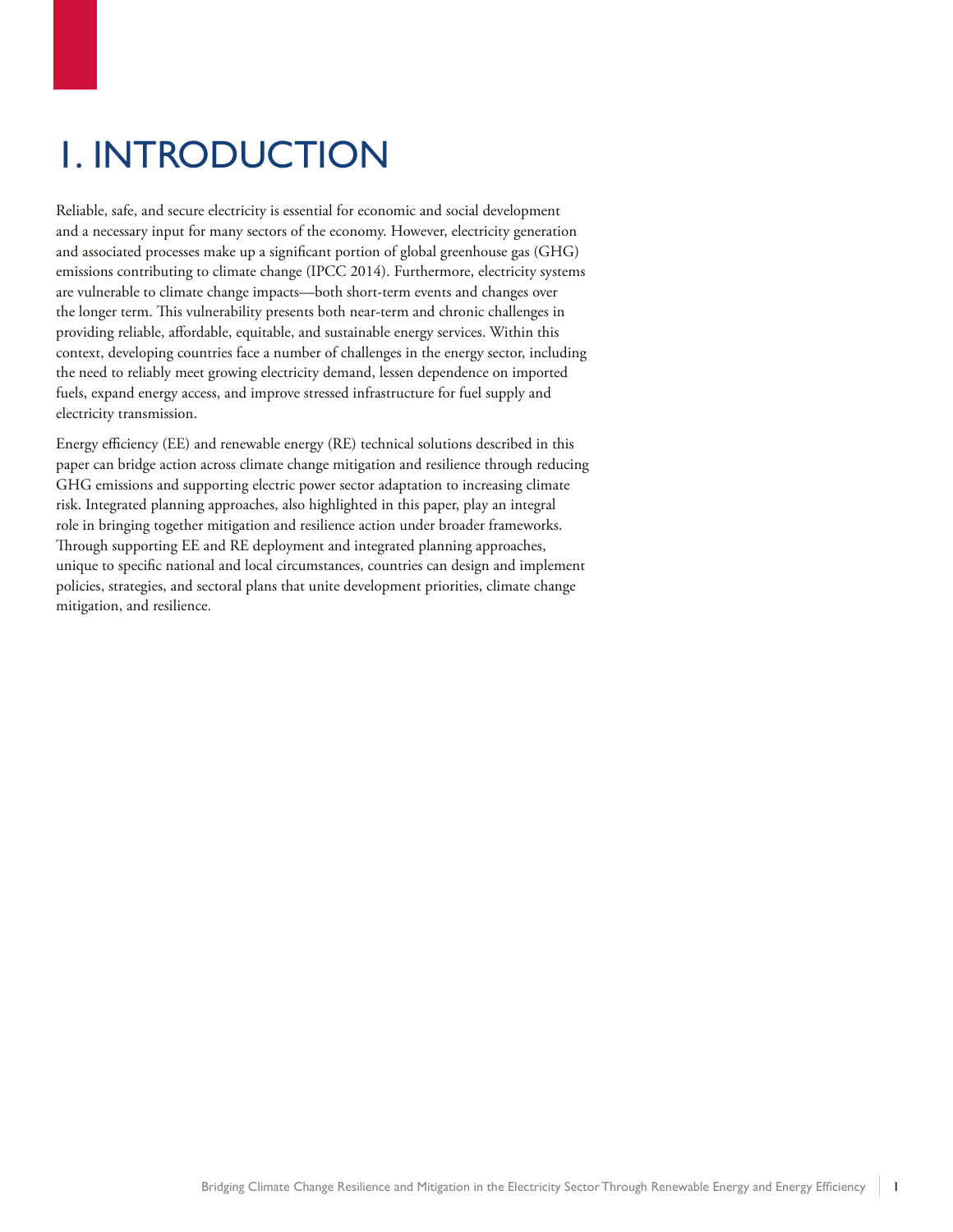# 1. INTRODUCTION

Reliable, safe, and secure electricity is essential for economic and social development and a necessary input for many sectors of the economy. However, electricity generation and associated processes make up a significant portion of global greenhouse gas (GHG) emissions contributing to climate change (IPCC 2014). Furthermore, electricity systems are vulnerable to climate change impacts—both short-term events and changes over the longer term. This vulnerability presents both near-term and chronic challenges in providing reliable, affordable, equitable, and sustainable energy services. Within this context, developing countries face a number of challenges in the energy sector, including the need to reliably meet growing electricity demand, lessen dependence on imported fuels, expand energy access, and improve stressed infrastructure for fuel supply and electricity transmission.

Energy efficiency (EE) and renewable energy (RE) technical solutions described in this paper can bridge action across climate change mitigation and resilience through reducing GHG emissions and supporting electric power sector adaptation to increasing climate risk. Integrated planning approaches, also highlighted in this paper, play an integral role in bringing together mitigation and resilience action under broader frameworks. Through supporting EE and RE deployment and integrated planning approaches, unique to specific national and local circumstances, countries can design and implement policies, strategies, and sectoral plans that unite development priorities, climate change mitigation, and resilience.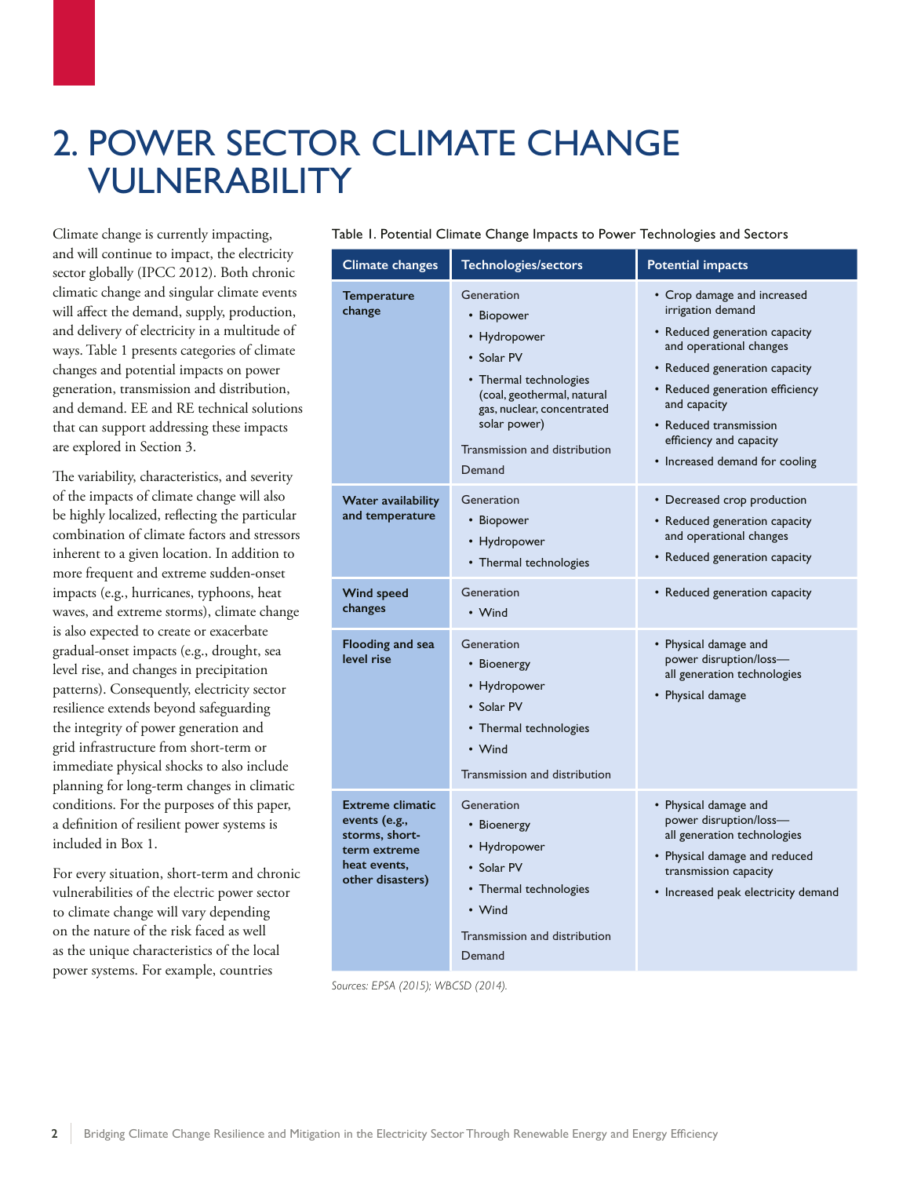# 2. POWER SECTOR CLIMATE CHANGE VULNERABILITY

Climate change is currently impacting, and will continue to impact, the electricity sector globally (IPCC 2012). Both chronic climatic change and singular climate events will affect the demand, supply, production, and delivery of electricity in a multitude of ways. Table 1 presents categories of climate changes and potential impacts on power generation, transmission and distribution, and demand. EE and RE technical solutions that can support addressing these impacts are explored in Section 3.

The variability, characteristics, and severity of the impacts of climate change will also be highly localized, reflecting the particular combination of climate factors and stressors inherent to a given location. In addition to more frequent and extreme sudden-onset impacts (e.g., hurricanes, typhoons, heat waves, and extreme storms), climate change is also expected to create or exacerbate gradual-onset impacts (e.g., drought, sea level rise, and changes in precipitation patterns). Consequently, electricity sector resilience extends beyond safeguarding the integrity of power generation and grid infrastructure from short-term or immediate physical shocks to also include planning for long-term changes in climatic conditions. For the purposes of this paper, a definition of resilient power systems is included in Box 1.

For every situation, short-term and chronic vulnerabilities of the electric power sector to climate change will vary depending on the nature of the risk faced as well as the unique characteristics of the local power systems. For example, countries

Table 1. Potential Climate Change Impacts to Power Technologies and Sectors

| Climate changes | Technologies/sectors | Potential impacts |
|---|---|---|
| **Temperature change** | Generation<br>• Biopower<br>• Hydropower<br>• Solar PV<br>• Thermal technologies (coal, geothermal, natural gas, nuclear, concentrated solar power)<br>Transmission and distribution<br>Demand | • Crop damage and increased irrigation demand<br>• Reduced generation capacity and operational changes<br>• Reduced generation capacity<br>• Reduced generation efficiency and capacity<br>• Reduced transmission efficiency and capacity<br>• Increased demand for cooling |
| **Water availability and temperature** | Generation<br>• Biopower<br>• Hydropower<br>• Thermal technologies | • Decreased crop production<br>• Reduced generation capacity and operational changes<br>• Reduced generation capacity |
| **Wind speed changes** | Generation<br>• Wind | • Reduced generation capacity |
| **Flooding and sea level rise** | Generation<br>• Bioenergy<br>• Hydropower<br>• Solar PV<br>• Thermal technologies<br>• Wind<br>Transmission and distribution | • Physical damage and power disruption/loss—all generation technologies<br>• Physical damage |
| **Extreme climatic events (e.g., storms, short-term extreme heat events, other disasters)** | Generation<br>• Bioenergy<br>• Hydropower<br>• Solar PV<br>• Thermal technologies<br>• Wind<br>Transmission and distribution<br>Demand | • Physical damage and power disruption/loss—all generation technologies<br>• Physical damage and reduced transmission capacity<br>• Increased peak electricity demand |

*Sources: EPSA (2015); WBCSD (2014).*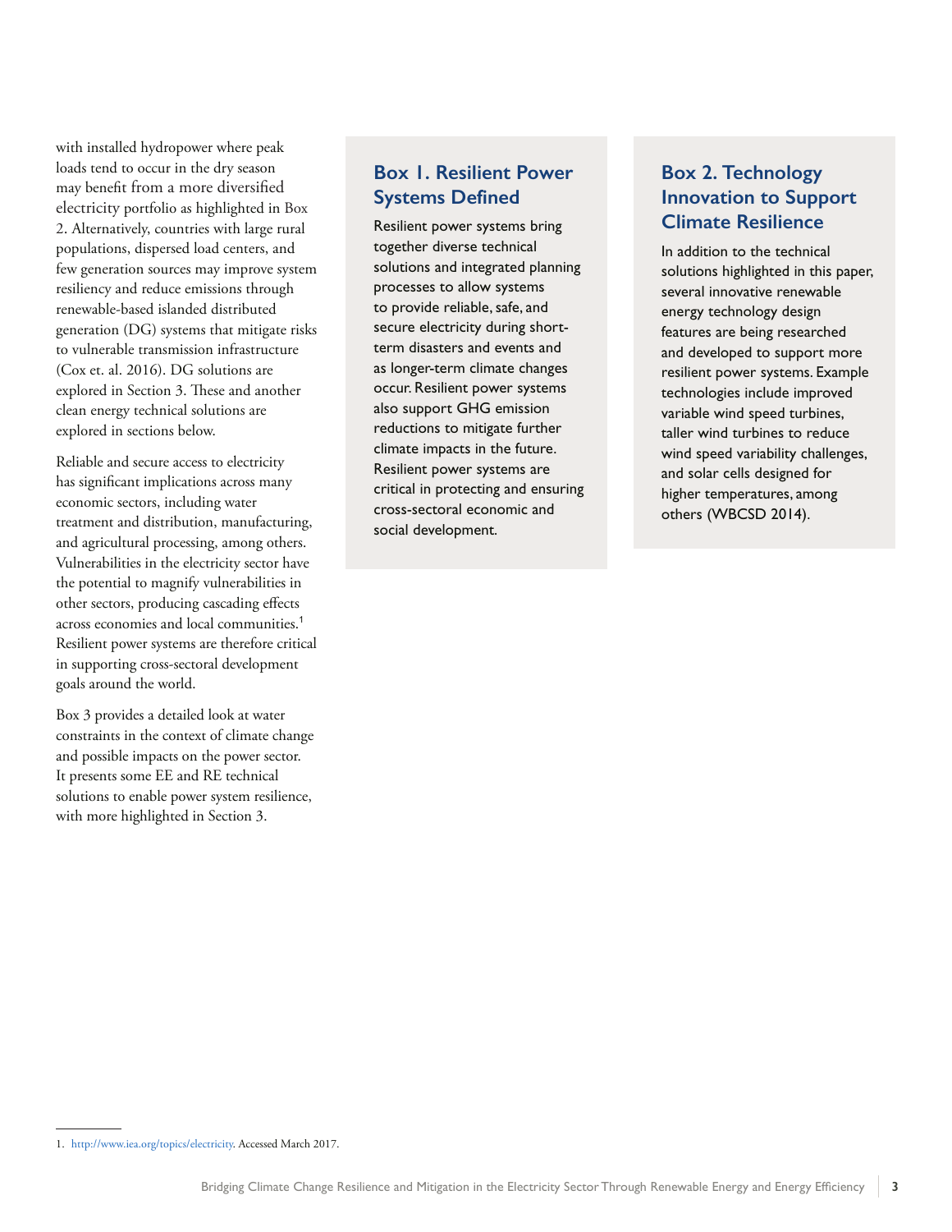with installed hydropower where peak loads tend to occur in the dry season may benefit from a more diversified electricity portfolio as highlighted in Box 2. Alternatively, countries with large rural populations, dispersed load centers, and few generation sources may improve system resiliency and reduce emissions through renewable-based islanded distributed generation (DG) systems that mitigate risks to vulnerable transmission infrastructure (Cox et. al. 2016). DG solutions are explored in Section 3. These and another clean energy technical solutions are explored in sections below.

Reliable and secure access to electricity has significant implications across many economic sectors, including water treatment and distribution, manufacturing, and agricultural processing, among others. Vulnerabilities in the electricity sector have the potential to magnify vulnerabilities in other sectors, producing cascading effects across economies and local communities.[1] Resilient power systems are therefore critical in supporting cross-sectoral development goals around the world.

Box 3 provides a detailed look at water constraints in the context of climate change and possible impacts on the power sector. It presents some EE and RE technical solutions to enable power system resilience, with more highlighted in Section 3.

## Box 1. Resilient Power Systems Defined

Resilient power systems bring together diverse technical solutions and integrated planning processes to allow systems to provide reliable, safe, and secure electricity during short-term disasters and events and as longer-term climate changes occur. Resilient power systems also support GHG emission reductions to mitigate further climate impacts in the future. Resilient power systems are critical in protecting and ensuring cross-sectoral economic and social development.

## Box 2. Technology Innovation to Support Climate Resilience

In addition to the technical solutions highlighted in this paper, several innovative renewable energy technology design features are being researched and developed to support more resilient power systems. Example technologies include improved variable wind speed turbines, taller wind turbines to reduce wind speed variability challenges, and solar cells designed for higher temperatures, among others (WBCSD 2014).

1. http://www.iea.org/topics/electricity. Accessed March 2017.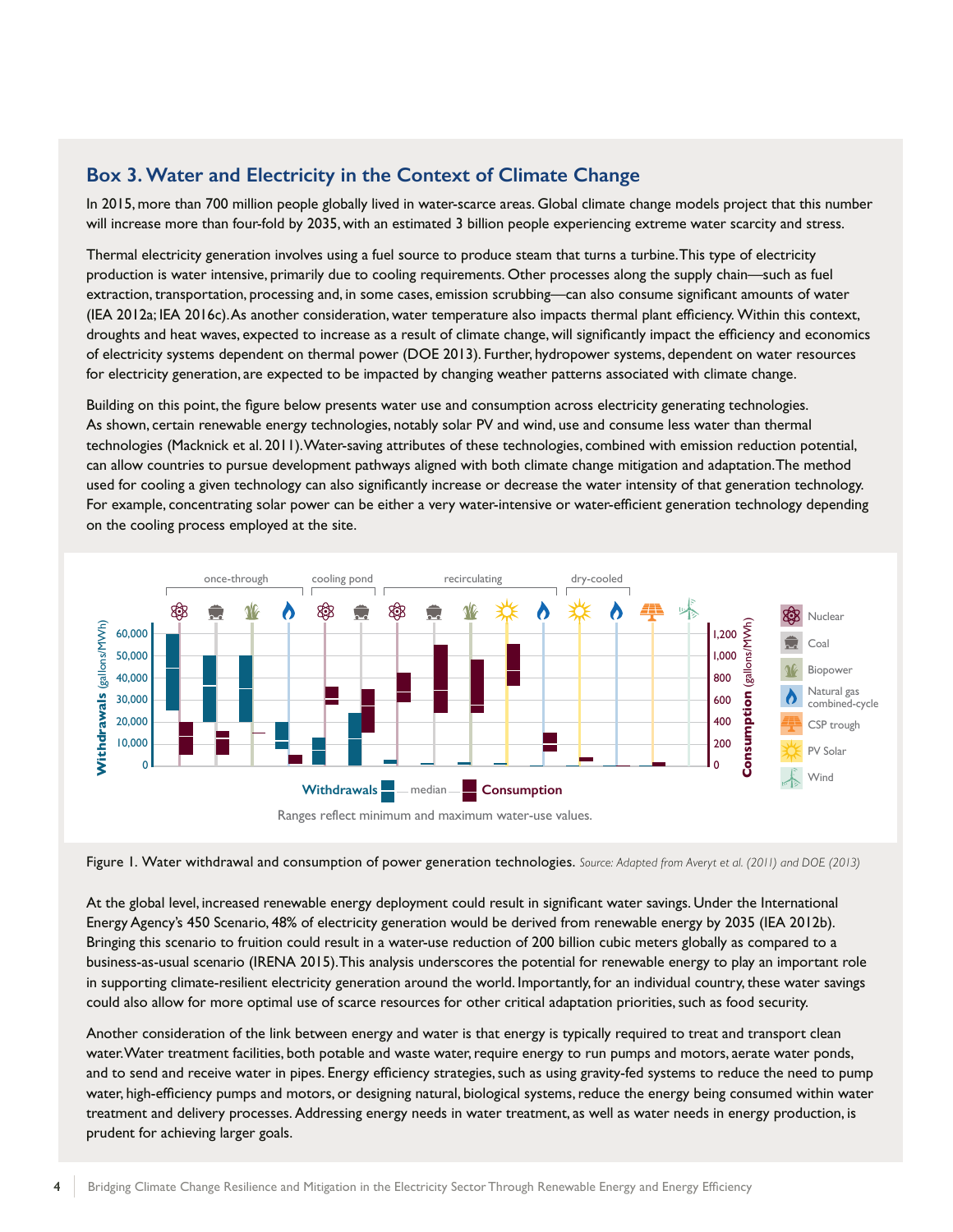## Box 3. Water and Electricity in the Context of Climate Change

In 2015, more than 700 million people globally lived in water-scarce areas. Global climate change models project that this number will increase more than four-fold by 2035, with an estimated 3 billion people experiencing extreme water scarcity and stress.

Thermal electricity generation involves using a fuel source to produce steam that turns a turbine. This type of electricity production is water intensive, primarily due to cooling requirements. Other processes along the supply chain—such as fuel extraction, transportation, processing and, in some cases, emission scrubbing—can also consume significant amounts of water (IEA 2012a; IEA 2016c). As another consideration, water temperature also impacts thermal plant efficiency. Within this context, droughts and heat waves, expected to increase as a result of climate change, will significantly impact the efficiency and economics of electricity systems dependent on thermal power (DOE 2013). Further, hydropower systems, dependent on water resources for electricity generation, are expected to be impacted by changing weather patterns associated with climate change.

Building on this point, the figure below presents water use and consumption across electricity generating technologies. As shown, certain renewable energy technologies, notably solar PV and wind, use and consume less water than thermal technologies (Macknick et al. 2011). Water-saving attributes of these technologies, combined with emission reduction potential, can allow countries to pursue development pathways aligned with both climate change mitigation and adaptation. The method used for cooling a given technology can also significantly increase or decrease the water intensity of that generation technology. For example, concentrating solar power can be either a very water-intensive or water-efficient generation technology depending on the cooling process employed at the site.

Ranges reflect minimum and maximum water-use values.

Figure 1. Water withdrawal and consumption of power generation technologies. *Source: Adapted from Averyt et al. (2011) and DOE (2013)*

At the global level, increased renewable energy deployment could result in significant water savings. Under the International Energy Agency's 450 Scenario, 48% of electricity generation would be derived from renewable energy by 2035 (IEA 2012b). Bringing this scenario to fruition could result in a water-use reduction of 200 billion cubic meters globally as compared to a business-as-usual scenario (IRENA 2015). This analysis underscores the potential for renewable energy to play an important role in supporting climate-resilient electricity generation around the world. Importantly, for an individual country, these water savings could also allow for more optimal use of scarce resources for other critical adaptation priorities, such as food security.

Another consideration of the link between energy and water is that energy is typically required to treat and transport clean water. Water treatment facilities, both potable and waste water, require energy to run pumps and motors, aerate water ponds, and to send and receive water in pipes. Energy efficiency strategies, such as using gravity-fed systems to reduce the need to pump water, high-efficiency pumps and motors, or designing natural, biological systems, reduce the energy being consumed within water treatment and delivery processes. Addressing energy needs in water treatment, as well as water needs in energy production, is prudent for achieving larger goals.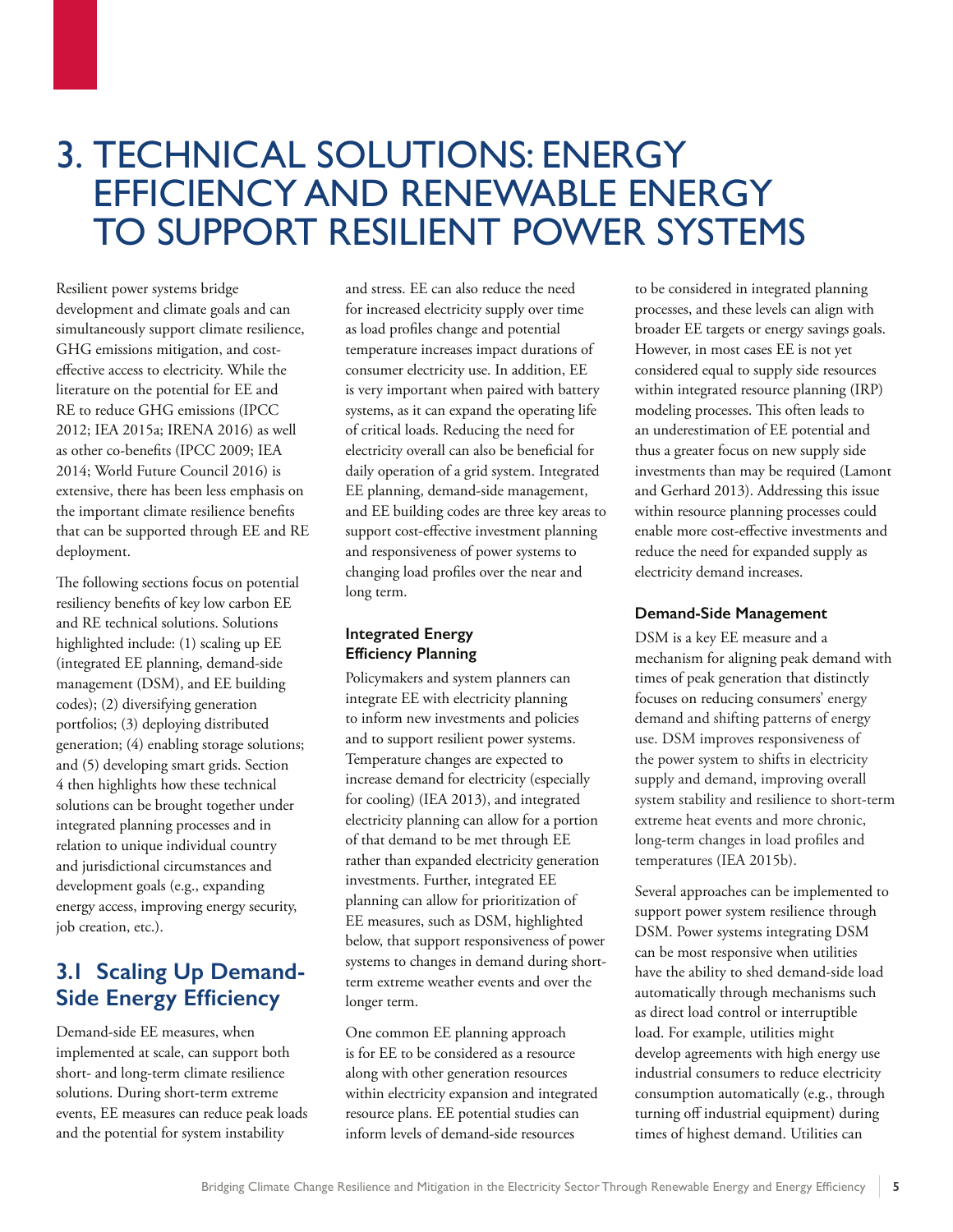# 3. TECHNICAL SOLUTIONS: ENERGY EFFICIENCY AND RENEWABLE ENERGY TO SUPPORT RESILIENT POWER SYSTEMS

Resilient power systems bridge development and climate goals and can simultaneously support climate resilience, GHG emissions mitigation, and cost-effective access to electricity. While the literature on the potential for EE and RE to reduce GHG emissions (IPCC 2012; IEA 2015a; IRENA 2016) as well as other co-benefits (IPCC 2009; IEA 2014; World Future Council 2016) is extensive, there has been less emphasis on the important climate resilience benefits that can be supported through EE and RE deployment.

The following sections focus on potential resiliency benefits of key low carbon EE and RE technical solutions. Solutions highlighted include: (1) scaling up EE (integrated EE planning, demand-side management (DSM), and EE building codes); (2) diversifying generation portfolios; (3) deploying distributed generation; (4) enabling storage solutions; and (5) developing smart grids. Section 4 then highlights how these technical solutions can be brought together under integrated planning processes and in relation to unique individual country and jurisdictional circumstances and development goals (e.g., expanding energy access, improving energy security, job creation, etc.).

## 3.1 Scaling Up Demand-Side Energy Efficiency

Demand-side EE measures, when implemented at scale, can support both short- and long-term climate resilience solutions. During short-term extreme events, EE measures can reduce peak loads and the potential for system instability and stress. EE can also reduce the need for increased electricity supply over time as load profiles change and potential temperature increases impact durations of consumer electricity use. In addition, EE is very important when paired with battery systems, as it can expand the operating life of critical loads. Reducing the need for electricity overall can also be beneficial for daily operation of a grid system. Integrated EE planning, demand-side management, and EE building codes are three key areas to support cost-effective investment planning and responsiveness of power systems to changing load profiles over the near and long term.

### Integrated Energy Efficiency Planning

Policymakers and system planners can integrate EE with electricity planning to inform new investments and policies and to support resilient power systems. Temperature changes are expected to increase demand for electricity (especially for cooling) (IEA 2013), and integrated electricity planning can allow for a portion of that demand to be met through EE rather than expanded electricity generation investments. Further, integrated EE planning can allow for prioritization of EE measures, such as DSM, highlighted below, that support responsiveness of power systems to changes in demand during short-term extreme weather events and over the longer term.

One common EE planning approach is for EE to be considered as a resource along with other generation resources within electricity expansion and integrated resource plans. EE potential studies can inform levels of demand-side resources to be considered in integrated planning processes, and these levels can align with broader EE targets or energy savings goals. However, in most cases EE is not yet considered equal to supply side resources within integrated resource planning (IRP) modeling processes. This often leads to an underestimation of EE potential and thus a greater focus on new supply side investments than may be required (Lamont and Gerhard 2013). Addressing this issue within resource planning processes could enable more cost-effective investments and reduce the need for expanded supply as electricity demand increases.

### Demand-Side Management

DSM is a key EE measure and a mechanism for aligning peak demand with times of peak generation that distinctly focuses on reducing consumers' energy demand and shifting patterns of energy use. DSM improves responsiveness of the power system to shifts in electricity supply and demand, improving overall system stability and resilience to short-term extreme heat events and more chronic, long-term changes in load profiles and temperatures (IEA 2015b).

Several approaches can be implemented to support power system resilience through DSM. Power systems integrating DSM can be most responsive when utilities have the ability to shed demand-side load automatically through mechanisms such as direct load control or interruptible load. For example, utilities might develop agreements with high energy use industrial consumers to reduce electricity consumption automatically (e.g., through turning off industrial equipment) during times of highest demand. Utilities can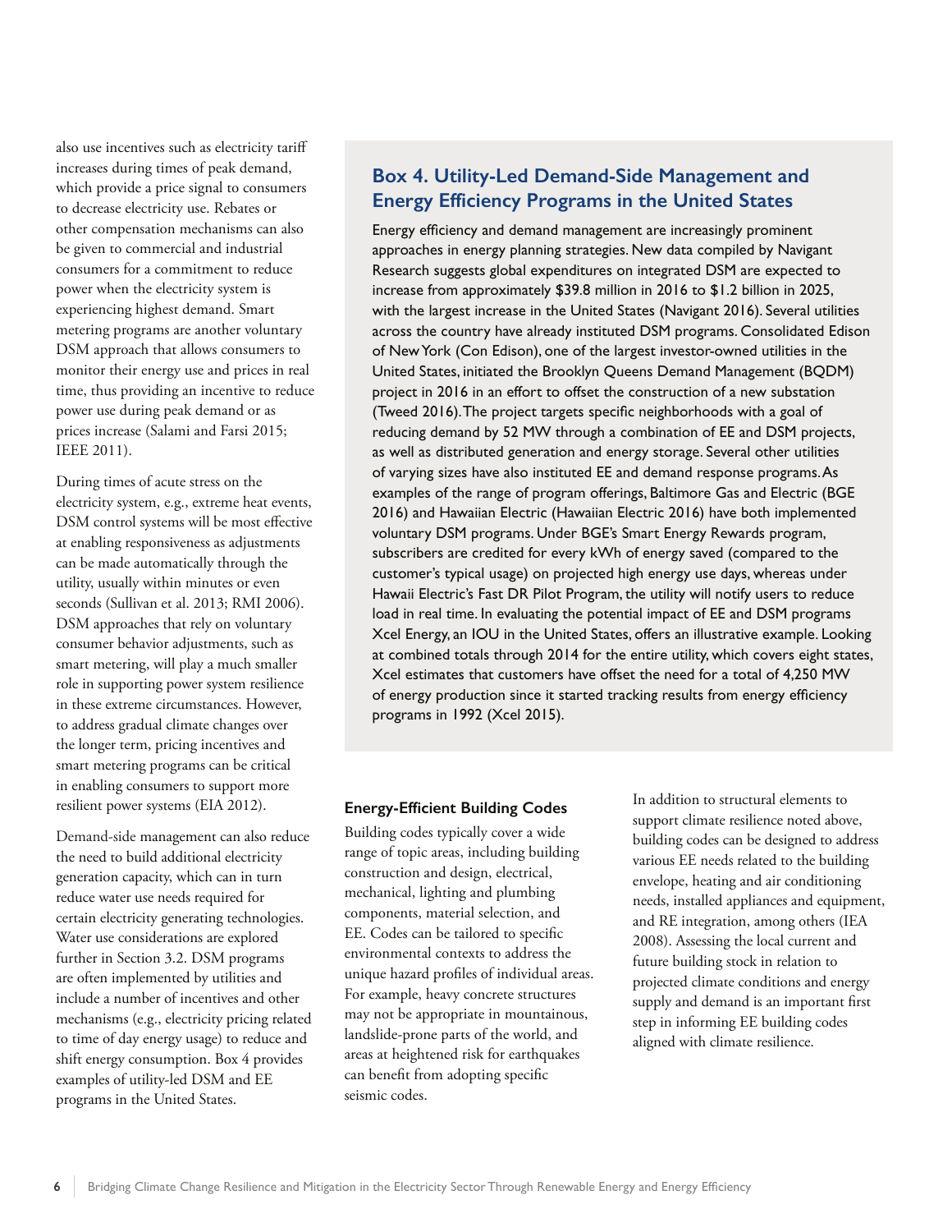also use incentives such as electricity tariff increases during times of peak demand, which provide a price signal to consumers to decrease electricity use. Rebates or other compensation mechanisms can also be given to commercial and industrial consumers for a commitment to reduce power when the electricity system is experiencing highest demand. Smart metering programs are another voluntary DSM approach that allows consumers to monitor their energy use and prices in real time, thus providing an incentive to reduce power use during peak demand or as prices increase (Salami and Farsi 2015; IEEE 2011).

During times of acute stress on the electricity system, e.g., extreme heat events, DSM control systems will be most effective at enabling responsiveness as adjustments can be made automatically through the utility, usually within minutes or even seconds (Sullivan et al. 2013; RMI 2006). DSM approaches that rely on voluntary consumer behavior adjustments, such as smart metering, will play a much smaller role in supporting power system resilience in these extreme circumstances. However, to address gradual climate changes over the longer term, pricing incentives and smart metering programs can be critical in enabling consumers to support more resilient power systems (EIA 2012).

Demand-side management can also reduce the need to build additional electricity generation capacity, which can in turn reduce water use needs required for certain electricity generating technologies. Water use considerations are explored further in Section 3.2. DSM programs are often implemented by utilities and include a number of incentives and other mechanisms (e.g., electricity pricing related to time of day energy usage) to reduce and shift energy consumption. Box 4 provides examples of utility-led DSM and EE programs in the United States.

## Box 4. Utility-Led Demand-Side Management and Energy Efficiency Programs in the United States

Energy efficiency and demand management are increasingly prominent approaches in energy planning strategies. New data compiled by Navigant Research suggests global expenditures on integrated DSM are expected to increase from approximately $39.8 million in 2016 to $1.2 billion in 2025, with the largest increase in the United States (Navigant 2016). Several utilities across the country have already instituted DSM programs. Consolidated Edison of New York (Con Edison), one of the largest investor-owned utilities in the United States, initiated the Brooklyn Queens Demand Management (BQDM) project in 2016 in an effort to offset the construction of a new substation (Tweed 2016). The project targets specific neighborhoods with a goal of reducing demand by 52 MW through a combination of EE and DSM projects, as well as distributed generation and energy storage. Several other utilities of varying sizes have also instituted EE and demand response programs. As examples of the range of program offerings, Baltimore Gas and Electric (BGE 2016) and Hawaiian Electric (Hawaiian Electric 2016) have both implemented voluntary DSM programs. Under BGE's Smart Energy Rewards program, subscribers are credited for every kWh of energy saved (compared to the customer's typical usage) on projected high energy use days, whereas under Hawaii Electric's Fast DR Pilot Program, the utility will notify users to reduce load in real time. In evaluating the potential impact of EE and DSM programs Xcel Energy, an IOU in the United States, offers an illustrative example. Looking at combined totals through 2014 for the entire utility, which covers eight states, Xcel estimates that customers have offset the need for a total of 4,250 MW of energy production since it started tracking results from energy efficiency programs in 1992 (Xcel 2015).

### Energy-Efficient Building Codes

Building codes typically cover a wide range of topic areas, including building construction and design, electrical, mechanical, lighting and plumbing components, material selection, and EE. Codes can be tailored to specific environmental contexts to address the unique hazard profiles of individual areas. For example, heavy concrete structures may not be appropriate in mountainous, landslide-prone parts of the world, and areas at heightened risk for earthquakes can benefit from adopting specific seismic codes.

In addition to structural elements to support climate resilience noted above, building codes can be designed to address various EE needs related to the building envelope, heating and air conditioning needs, installed appliances and equipment, and RE integration, among others (IEA 2008). Assessing the local current and future building stock in relation to projected climate conditions and energy supply and demand is an important first step in informing EE building codes aligned with climate resilience.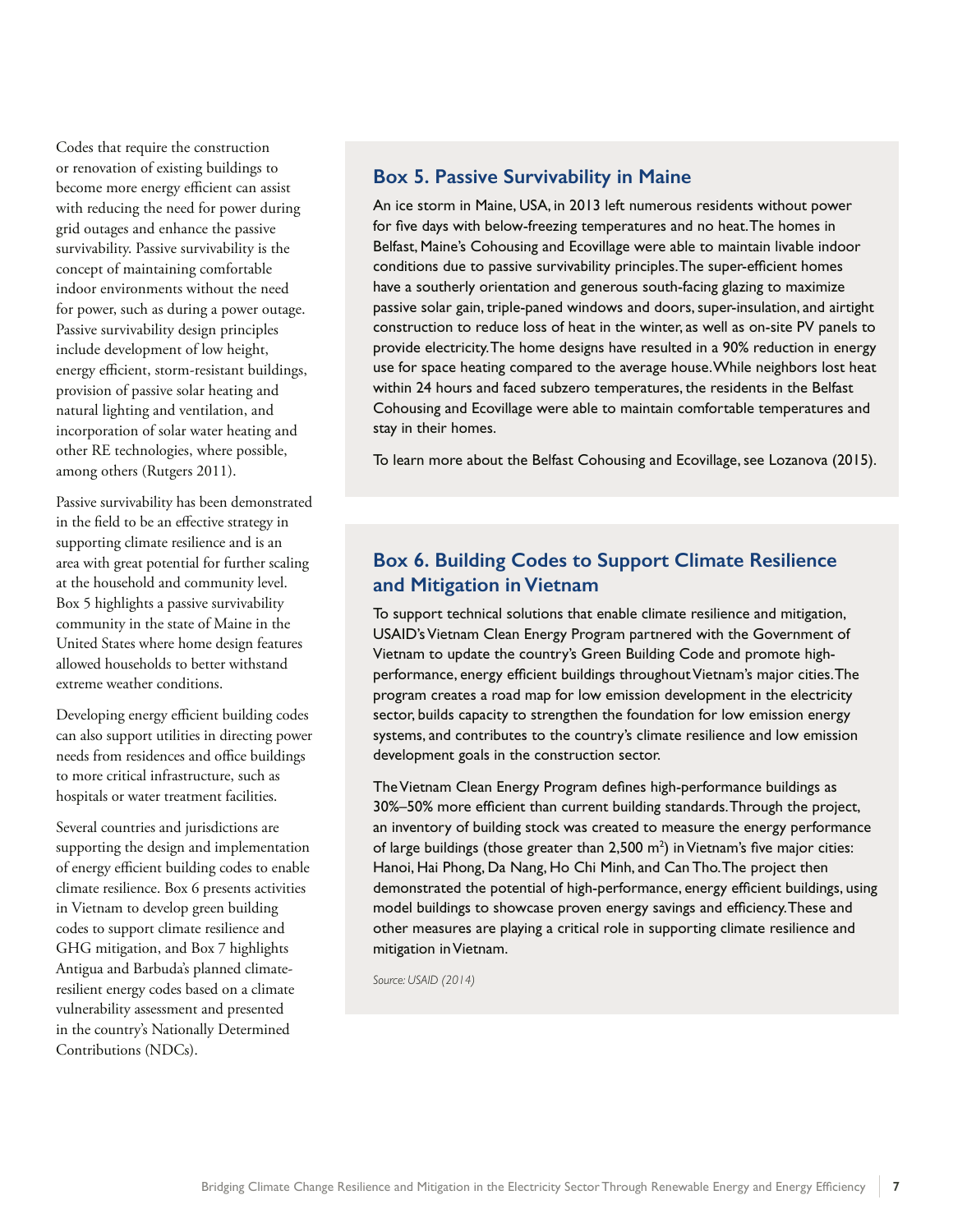Codes that require the construction or renovation of existing buildings to become more energy efficient can assist with reducing the need for power during grid outages and enhance the passive survivability. Passive survivability is the concept of maintaining comfortable indoor environments without the need for power, such as during a power outage. Passive survivability design principles include development of low height, energy efficient, storm-resistant buildings, provision of passive solar heating and natural lighting and ventilation, and incorporation of solar water heating and other RE technologies, where possible, among others (Rutgers 2011).

Passive survivability has been demonstrated in the field to be an effective strategy in supporting climate resilience and is an area with great potential for further scaling at the household and community level. Box 5 highlights a passive survivability community in the state of Maine in the United States where home design features allowed households to better withstand extreme weather conditions.

Developing energy efficient building codes can also support utilities in directing power needs from residences and office buildings to more critical infrastructure, such as hospitals or water treatment facilities.

Several countries and jurisdictions are supporting the design and implementation of energy efficient building codes to enable climate resilience. Box 6 presents activities in Vietnam to develop green building codes to support climate resilience and GHG mitigation, and Box 7 highlights Antigua and Barbuda's planned climate-resilient energy codes based on a climate vulnerability assessment and presented in the country's Nationally Determined Contributions (NDCs).

## Box 5. Passive Survivability in Maine

An ice storm in Maine, USA, in 2013 left numerous residents without power for five days with below-freezing temperatures and no heat. The homes in Belfast, Maine's Cohousing and Ecovillage were able to maintain livable indoor conditions due to passive survivability principles. The super-efficient homes have a southerly orientation and generous south-facing glazing to maximize passive solar gain, triple-paned windows and doors, super-insulation, and airtight construction to reduce loss of heat in the winter, as well as on-site PV panels to provide electricity. The home designs have resulted in a 90% reduction in energy use for space heating compared to the average house. While neighbors lost heat within 24 hours and faced subzero temperatures, the residents in the Belfast Cohousing and Ecovillage were able to maintain comfortable temperatures and stay in their homes.

To learn more about the Belfast Cohousing and Ecovillage, see Lozanova (2015).

## Box 6. Building Codes to Support Climate Resilience and Mitigation in Vietnam

To support technical solutions that enable climate resilience and mitigation, USAID's Vietnam Clean Energy Program partnered with the Government of Vietnam to update the country's Green Building Code and promote high-performance, energy efficient buildings throughout Vietnam's major cities. The program creates a road map for low emission development in the electricity sector, builds capacity to strengthen the foundation for low emission energy systems, and contributes to the country's climate resilience and low emission development goals in the construction sector.

The Vietnam Clean Energy Program defines high-performance buildings as 30%–50% more efficient than current building standards. Through the project, an inventory of building stock was created to measure the energy performance of large buildings (those greater than 2,500 $m^2$) in Vietnam's five major cities: Hanoi, Hai Phong, Da Nang, Ho Chi Minh, and Can Tho. The project then demonstrated the potential of high-performance, energy efficient buildings, using model buildings to showcase proven energy savings and efficiency. These and other measures are playing a critical role in supporting climate resilience and mitigation in Vietnam.

*Source: USAID (2014)*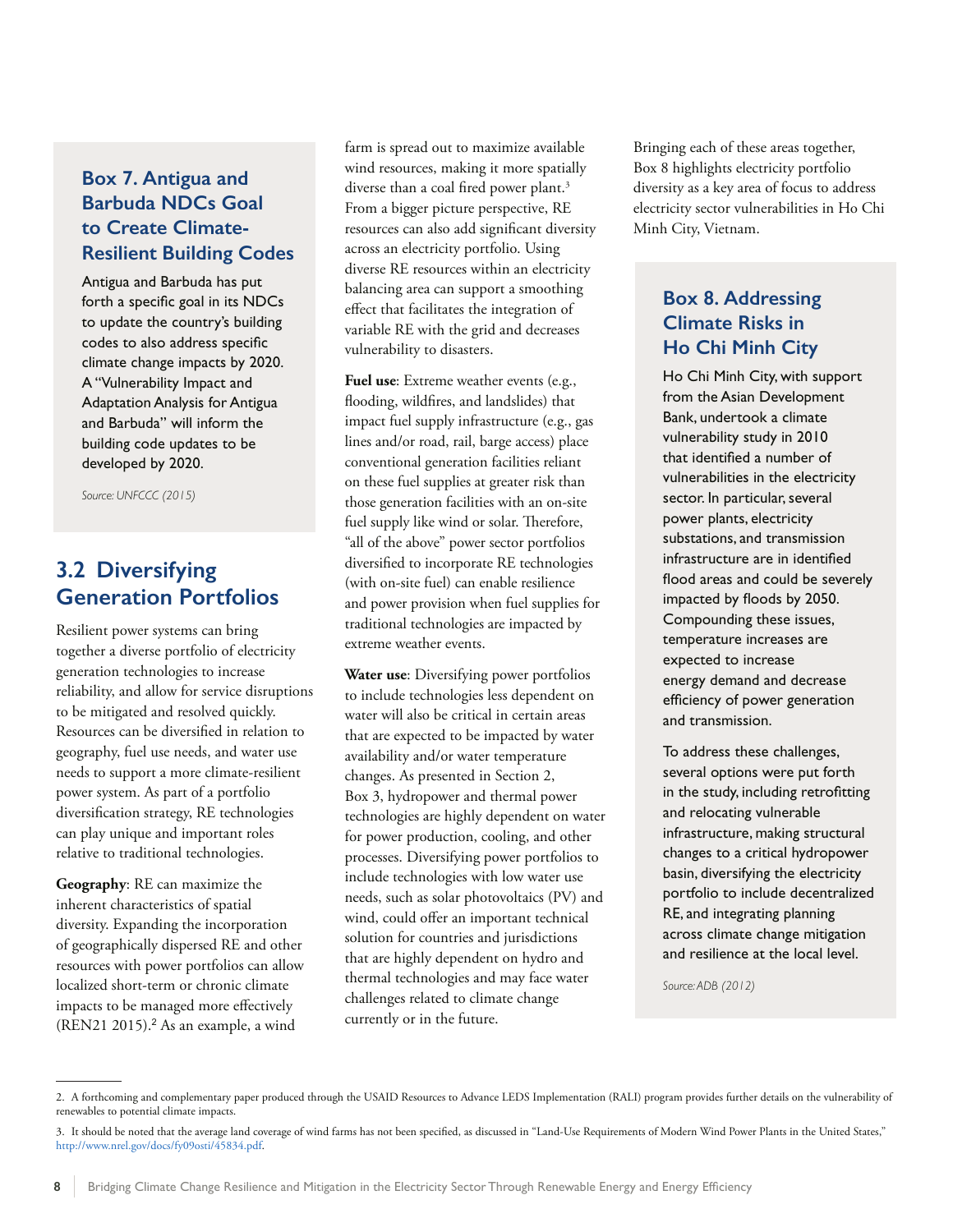### Box 7. Antigua and Barbuda NDCs Goal to Create Climate-Resilient Building Codes

Antigua and Barbuda has put forth a specific goal in its NDCs to update the country's building codes to also address specific climate change impacts by 2020. A "Vulnerability Impact and Adaptation Analysis for Antigua and Barbuda" will inform the building code updates to be developed by 2020.

*Source: UNFCCC (2015)*

## 3.2 Diversifying Generation Portfolios

Resilient power systems can bring together a diverse portfolio of electricity generation technologies to increase reliability, and allow for service disruptions to be mitigated and resolved quickly. Resources can be diversified in relation to geography, fuel use needs, and water use needs to support a more climate-resilient power system. As part of a portfolio diversification strategy, RE technologies can play unique and important roles relative to traditional technologies.

**Geography**: RE can maximize the inherent characteristics of spatial diversity. Expanding the incorporation of geographically dispersed RE and other resources with power portfolios can allow localized short-term or chronic climate impacts to be managed more effectively (REN21 2015).[2] As an example, a wind farm is spread out to maximize available wind resources, making it more spatially diverse than a coal fired power plant.[3] From a bigger picture perspective, RE resources can also add significant diversity across an electricity portfolio. Using diverse RE resources within an electricity balancing area can support a smoothing effect that facilitates the integration of variable RE with the grid and decreases vulnerability to disasters.

**Fuel use**: Extreme weather events (e.g., flooding, wildfires, and landslides) that impact fuel supply infrastructure (e.g., gas lines and/or road, rail, barge access) place conventional generation facilities reliant on these fuel supplies at greater risk than those generation facilities with an on-site fuel supply like wind or solar. Therefore, "all of the above" power sector portfolios diversified to incorporate RE technologies (with on-site fuel) can enable resilience and power provision when fuel supplies for traditional technologies are impacted by extreme weather events.

**Water use**: Diversifying power portfolios to include technologies less dependent on water will also be critical in certain areas that are expected to be impacted by water availability and/or water temperature changes. As presented in Section 2, Box 3, hydropower and thermal power technologies are highly dependent on water for power production, cooling, and other processes. Diversifying power portfolios to include technologies with low water use needs, such as solar photovoltaics (PV) and wind, could offer an important technical solution for countries and jurisdictions that are highly dependent on hydro and thermal technologies and may face water challenges related to climate change currently or in the future.

Bringing each of these areas together, Box 8 highlights electricity portfolio diversity as a key area of focus to address electricity sector vulnerabilities in Ho Chi Minh City, Vietnam.

### Box 8. Addressing Climate Risks in Ho Chi Minh City

Ho Chi Minh City, with support from the Asian Development Bank, undertook a climate vulnerability study in 2010 that identified a number of vulnerabilities in the electricity sector. In particular, several power plants, electricity substations, and transmission infrastructure are in identified flood areas and could be severely impacted by floods by 2050. Compounding these issues, temperature increases are expected to increase energy demand and decrease efficiency of power generation and transmission.

To address these challenges, several options were put forth in the study, including retrofitting and relocating vulnerable infrastructure, making structural changes to a critical hydropower basin, diversifying the electricity portfolio to include decentralized RE, and integrating planning across climate change mitigation and resilience at the local level.

*Source: ADB (2012)*

---

2. A forthcoming and complementary paper produced through the USAID Resources to Advance LEDS Implementation (RALI) program provides further details on the vulnerability of renewables to potential climate impacts.

3. It should be noted that the average land coverage of wind farms has not been specified, as discussed in "Land-Use Requirements of Modern Wind Power Plants in the United States," http://www.nrel.gov/docs/fy09osti/45834.pdf.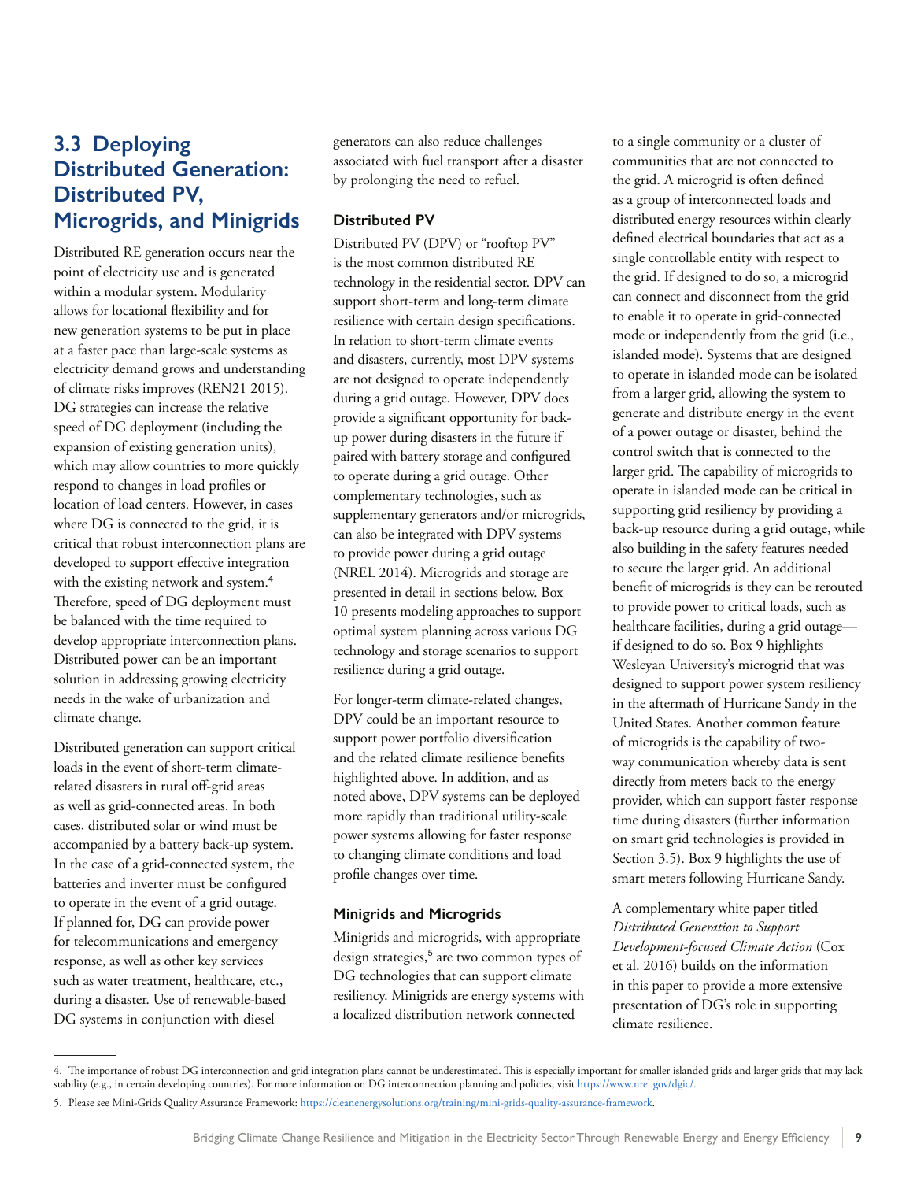## 3.3 Deploying Distributed Generation: Distributed PV, Microgrids, and Minigrids

Distributed RE generation occurs near the point of electricity use and is generated within a modular system. Modularity allows for locational flexibility and for new generation systems to be put in place at a faster pace than large-scale systems as electricity demand grows and understanding of climate risks improves (REN21 2015). DG strategies can increase the relative speed of DG deployment (including the expansion of existing generation units), which may allow countries to more quickly respond to changes in load profiles or location of load centers. However, in cases where DG is connected to the grid, it is critical that robust interconnection plans are developed to support effective integration with the existing network and system.[4] Therefore, speed of DG deployment must be balanced with the time required to develop appropriate interconnection plans. Distributed power can be an important solution in addressing growing electricity needs in the wake of urbanization and climate change.

Distributed generation can support critical loads in the event of short-term climate-related disasters in rural off-grid areas as well as grid-connected areas. In both cases, distributed solar or wind must be accompanied by a battery back-up system. In the case of a grid-connected system, the batteries and inverter must be configured to operate in the event of a grid outage. If planned for, DG can provide power for telecommunications and emergency response, as well as other key services such as water treatment, healthcare, etc., during a disaster. Use of renewable-based DG systems in conjunction with diesel generators can also reduce challenges associated with fuel transport after a disaster by prolonging the need to refuel.

### Distributed PV

Distributed PV (DPV) or "rooftop PV" is the most common distributed RE technology in the residential sector. DPV can support short-term and long-term climate resilience with certain design specifications. In relation to short-term climate events and disasters, currently, most DPV systems are not designed to operate independently during a grid outage. However, DPV does provide a significant opportunity for back-up power during disasters in the future if paired with battery storage and configured to operate during a grid outage. Other complementary technologies, such as supplementary generators and/or microgrids, can also be integrated with DPV systems to provide power during a grid outage (NREL 2014). Microgrids and storage are presented in detail in sections below. Box 10 presents modeling approaches to support optimal system planning across various DG technology and storage scenarios to support resilience during a grid outage.

For longer-term climate-related changes, DPV could be an important resource to support power portfolio diversification and the related climate resilience benefits highlighted above. In addition, and as noted above, DPV systems can be deployed more rapidly than traditional utility-scale power systems allowing for faster response to changing climate conditions and load profile changes over time.

### Minigrids and Microgrids

Minigrids and microgrids, with appropriate design strategies,[5] are two common types of DG technologies that can support climate resiliency. Minigrids are energy systems with a localized distribution network connected to a single community or a cluster of communities that are not connected to the grid. A microgrid is often defined as a group of interconnected loads and distributed energy resources within clearly defined electrical boundaries that act as a single controllable entity with respect to the grid. If designed to do so, a microgrid can connect and disconnect from the grid to enable it to operate in grid-connected mode or independently from the grid (i.e., islanded mode). Systems that are designed to operate in islanded mode can be isolated from a larger grid, allowing the system to generate and distribute energy in the event of a power outage or disaster, behind the control switch that is connected to the larger grid. The capability of microgrids to operate in islanded mode can be critical in supporting grid resiliency by providing a back-up resource during a grid outage, while also building in the safety features needed to secure the larger grid. An additional benefit of microgrids is they can be rerouted to provide power to critical loads, such as healthcare facilities, during a grid outage—if designed to do so. Box 9 highlights Wesleyan University's microgrid that was designed to support power system resiliency in the aftermath of Hurricane Sandy in the United States. Another common feature of microgrids is the capability of two-way communication whereby data is sent directly from meters back to the energy provider, which can support faster response time during disasters (further information on smart grid technologies is provided in Section 3.5). Box 9 highlights the use of smart meters following Hurricane Sandy.

A complementary white paper titled *Distributed Generation to Support Development-focused Climate Action* (Cox et al. 2016) builds on the information in this paper to provide a more extensive presentation of DG's role in supporting climate resilience.

---

4. The importance of robust DG interconnection and grid integration plans cannot be underestimated. This is especially important for smaller islanded grids and larger grids that may lack stability (e.g., in certain developing countries). For more information on DG interconnection planning and policies, visit https://www.nrel.gov/dgic/.

5. Please see Mini-Grids Quality Assurance Framework: https://cleanenergysolutions.org/training/mini-grids-quality-assurance-framework.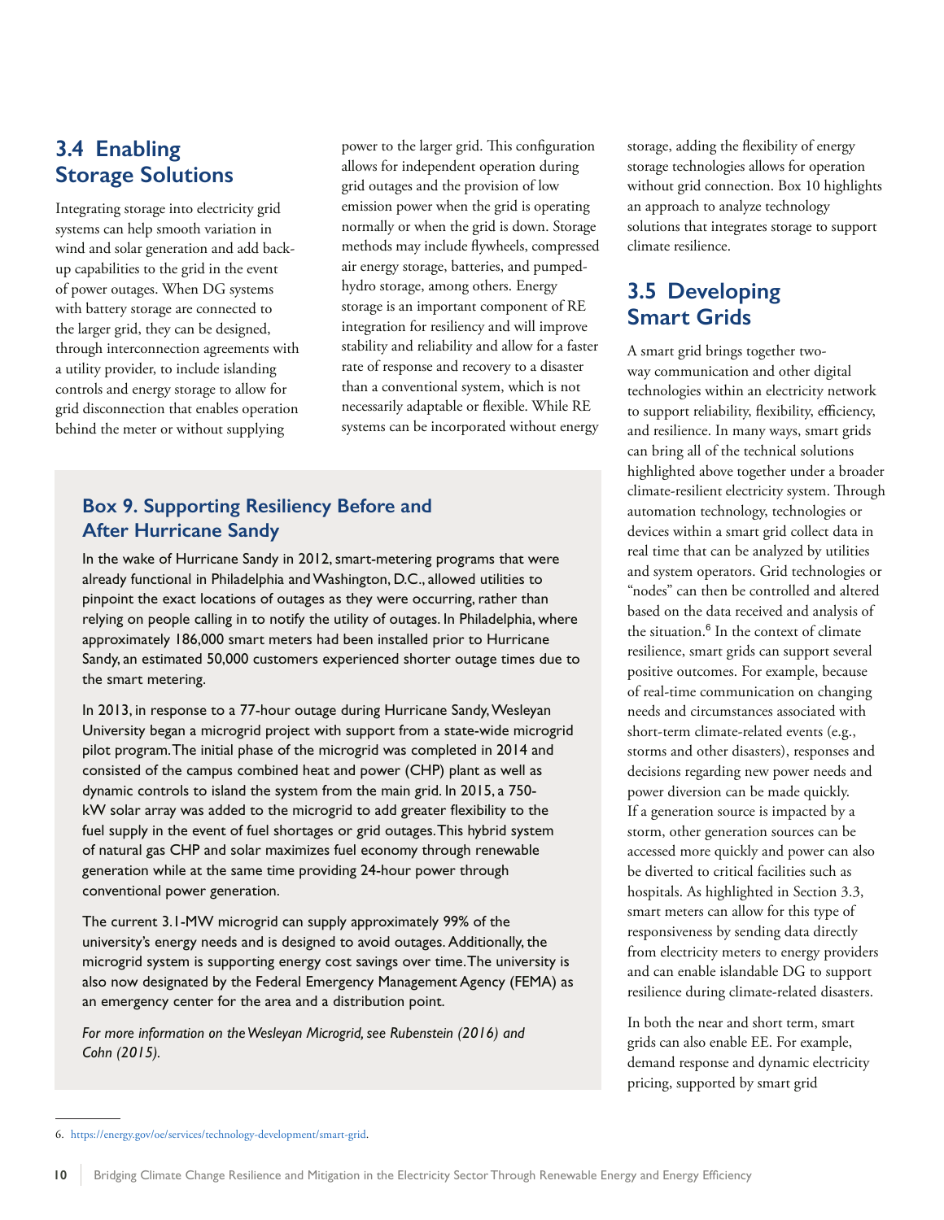## 3.4 Enabling Storage Solutions

Integrating storage into electricity grid systems can help smooth variation in wind and solar generation and add back-up capabilities to the grid in the event of power outages. When DG systems with battery storage are connected to the larger grid, they can be designed, through interconnection agreements with a utility provider, to include islanding controls and energy storage to allow for grid disconnection that enables operation behind the meter or without supplying power to the larger grid. This configuration allows for independent operation during grid outages and the provision of low emission power when the grid is operating normally or when the grid is down. Storage methods may include flywheels, compressed air energy storage, batteries, and pumped-hydro storage, among others. Energy storage is an important component of RE integration for resiliency and will improve stability and reliability and allow for a faster rate of response and recovery to a disaster than a conventional system, which is not necessarily adaptable or flexible. While RE systems can be incorporated without energy storage, adding the flexibility of energy storage technologies allows for operation without grid connection. Box 10 highlights an approach to analyze technology solutions that integrates storage to support climate resilience.

### Box 9. Supporting Resiliency Before and After Hurricane Sandy

In the wake of Hurricane Sandy in 2012, smart-metering programs that were already functional in Philadelphia and Washington, D.C., allowed utilities to pinpoint the exact locations of outages as they were occurring, rather than relying on people calling in to notify the utility of outages. In Philadelphia, where approximately 186,000 smart meters had been installed prior to Hurricane Sandy, an estimated 50,000 customers experienced shorter outage times due to the smart metering.

In 2013, in response to a 77-hour outage during Hurricane Sandy, Wesleyan University began a microgrid project with support from a state-wide microgrid pilot program. The initial phase of the microgrid was completed in 2014 and consisted of the campus combined heat and power (CHP) plant as well as dynamic controls to island the system from the main grid. In 2015, a 750-kW solar array was added to the microgrid to add greater flexibility to the fuel supply in the event of fuel shortages or grid outages. This hybrid system of natural gas CHP and solar maximizes fuel economy through renewable generation while at the same time providing 24-hour power through conventional power generation.

The current 3.1-MW microgrid can supply approximately 99% of the university's energy needs and is designed to avoid outages. Additionally, the microgrid system is supporting energy cost savings over time. The university is also now designated by the Federal Emergency Management Agency (FEMA) as an emergency center for the area and a distribution point.

*For more information on the Wesleyan Microgrid, see Rubenstein (2016) and Cohn (2015).*

## 3.5 Developing Smart Grids

A smart grid brings together two-way communication and other digital technologies within an electricity network to support reliability, flexibility, efficiency, and resilience. In many ways, smart grids can bring all of the technical solutions highlighted above together under a broader climate-resilient electricity system. Through automation technology, technologies or devices within a smart grid collect data in real time that can be analyzed by utilities and system operators. Grid technologies or "nodes" can then be controlled and altered based on the data received and analysis of the situation.[6] In the context of climate resilience, smart grids can support several positive outcomes. For example, because of real-time communication on changing needs and circumstances associated with short-term climate-related events (e.g., storms and other disasters), responses and decisions regarding new power needs and power diversion can be made quickly. If a generation source is impacted by a storm, other generation sources can be accessed more quickly and power can also be diverted to critical facilities such as hospitals. As highlighted in Section 3.3, smart meters can allow for this type of responsiveness by sending data directly from electricity meters to energy providers and can enable islandable DG to support resilience during climate-related disasters.

In both the near and short term, smart grids can also enable EE. For example, demand response and dynamic electricity pricing, supported by smart grid

6. https://energy.gov/oe/services/technology-development/smart-grid.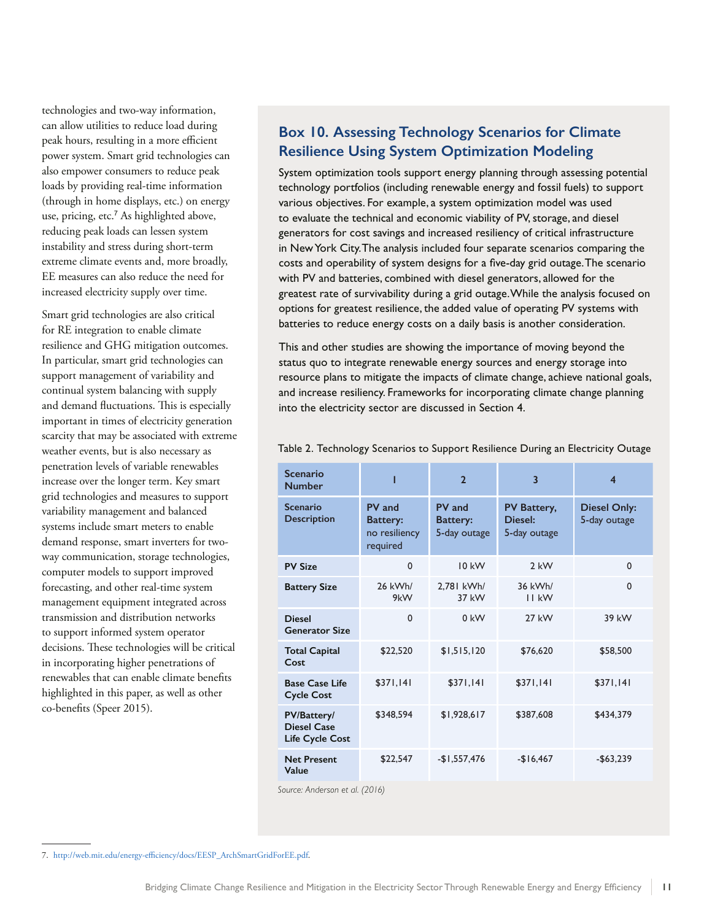technologies and two-way information, can allow utilities to reduce load during peak hours, resulting in a more efficient power system. Smart grid technologies can also empower consumers to reduce peak loads by providing real-time information (through in home displays, etc.) on energy use, pricing, etc.[7] As highlighted above, reducing peak loads can lessen system instability and stress during short-term extreme climate events and, more broadly, EE measures can also reduce the need for increased electricity supply over time.

Smart grid technologies are also critical for RE integration to enable climate resilience and GHG mitigation outcomes. In particular, smart grid technologies can support management of variability and continual system balancing with supply and demand fluctuations. This is especially important in times of electricity generation scarcity that may be associated with extreme weather events, but is also necessary as penetration levels of variable renewables increase over the longer term. Key smart grid technologies and measures to support variability management and balanced systems include smart meters to enable demand response, smart inverters for two-way communication, storage technologies, computer models to support improved forecasting, and other real-time system management equipment integrated across transmission and distribution networks to support informed system operator decisions. These technologies will be critical in incorporating higher penetrations of renewables that can enable climate benefits highlighted in this paper, as well as other co-benefits (Speer 2015).

## Box 10. Assessing Technology Scenarios for Climate Resilience Using System Optimization Modeling

System optimization tools support energy planning through assessing potential technology portfolios (including renewable energy and fossil fuels) to support various objectives. For example, a system optimization model was used to evaluate the technical and economic viability of PV, storage, and diesel generators for cost savings and increased resiliency of critical infrastructure in New York City. The analysis included four separate scenarios comparing the costs and operability of system designs for a five-day grid outage. The scenario with PV and batteries, combined with diesel generators, allowed for the greatest rate of survivability during a grid outage. While the analysis focused on options for greatest resilience, the added value of operating PV systems with batteries to reduce energy costs on a daily basis is another consideration.

This and other studies are showing the importance of moving beyond the status quo to integrate renewable energy sources and energy storage into resource plans to mitigate the impacts of climate change, achieve national goals, and increase resiliency. Frameworks for incorporating climate change planning into the electricity sector are discussed in Section 4.

Table 2. Technology Scenarios to Support Resilience During an Electricity Outage

| Scenario Number | 1 | 2 | 3 | 4 |
|---|---|---|---|---|
| Scenario Description | PV and Battery: no resiliency required | PV and Battery: 5-day outage | PV Battery, Diesel: 5-day outage | Diesel Only: 5-day outage |
| PV Size | 0 | 10 kW | 2 kW | 0 |
| Battery Size | 26 kWh/ 9kW | 2,781 kWh/ 37 kW | 36 kWh/ 11 kW | 0 |
| Diesel Generator Size | 0 | 0 kW | 27 kW | 39 kW |
| Total Capital Cost | $22,520 | $1,515,120 | $76,620 | $58,500 |
| Base Case Life Cycle Cost | $371,141 | $371,141 | $371,141 | $371,141 |
| PV/Battery/ Diesel Case Life Cycle Cost | $348,594 | $1,928,617 | $387,608 | $434,379 |
| Net Present Value | $22,547 | -$1,557,476 | -$16,467 | -$63,239 |

*Source: Anderson et al. (2016)*

---

7. http://web.mit.edu/energy-efficiency/docs/EESP_ArchSmartGridForEE.pdf.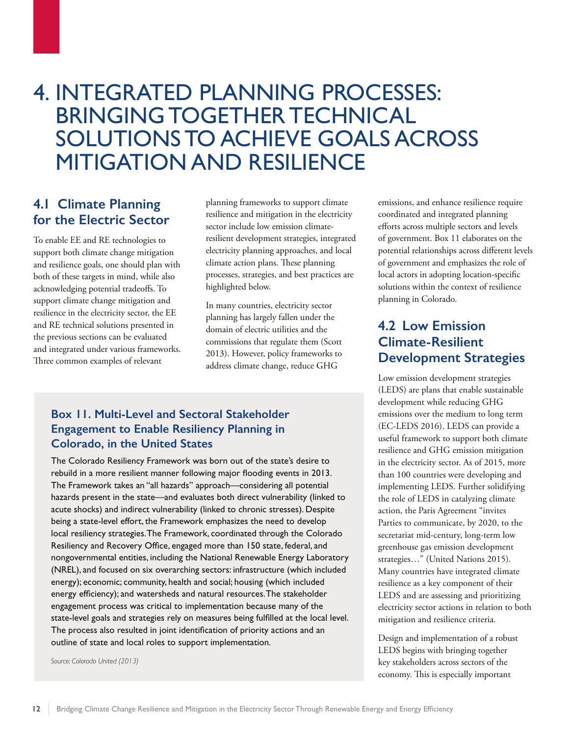# 4. INTEGRATED PLANNING PROCESSES: BRINGING TOGETHER TECHNICAL SOLUTIONS TO ACHIEVE GOALS ACROSS MITIGATION AND RESILIENCE

## 4.1 Climate Planning for the Electric Sector

To enable EE and RE technologies to support both climate change mitigation and resilience goals, one should plan with both of these targets in mind, while also acknowledging potential tradeoffs. To support climate change mitigation and resilience in the electricity sector, the EE and RE technical solutions presented in the previous sections can be evaluated and integrated under various frameworks. Three common examples of relevant planning frameworks to support climate resilience and mitigation in the electricity sector include low emission climate-resilient development strategies, integrated electricity planning approaches, and local climate action plans. These planning processes, strategies, and best practices are highlighted below.

In many countries, electricity sector planning has largely fallen under the domain of electric utilities and the commissions that regulate them (Scott 2013). However, policy frameworks to address climate change, reduce GHG emissions, and enhance resilience require coordinated and integrated planning efforts across multiple sectors and levels of government. Box 11 elaborates on the potential relationships across different levels of government and emphasizes the role of local actors in adopting location-specific solutions within the context of resilience planning in Colorado.

### Box 11. Multi-Level and Sectoral Stakeholder Engagement to Enable Resiliency Planning in Colorado, in the United States

The Colorado Resiliency Framework was born out of the state's desire to rebuild in a more resilient manner following major flooding events in 2013. The Framework takes an "all hazards" approach—considering all potential hazards present in the state—and evaluates both direct vulnerability (linked to acute shocks) and indirect vulnerability (linked to chronic stresses). Despite being a state-level effort, the Framework emphasizes the need to develop local resiliency strategies. The Framework, coordinated through the Colorado Resiliency and Recovery Office, engaged more than 150 state, federal, and nongovernmental entities, including the National Renewable Energy Laboratory (NREL), and focused on six overarching sectors: infrastructure (which included energy); economic; community, health and social; housing (which included energy efficiency); and watersheds and natural resources. The stakeholder engagement process was critical to implementation because many of the state-level goals and strategies rely on measures being fulfilled at the local level. The process also resulted in joint identification of priority actions and an outline of state and local roles to support implementation.

*Source: Colorado United (2013)*

## 4.2 Low Emission Climate-Resilient Development Strategies

Low emission development strategies (LEDS) are plans that enable sustainable development while reducing GHG emissions over the medium to long term (EC-LEDS 2016). LEDS can provide a useful framework to support both climate resilience and GHG emission mitigation in the electricity sector. As of 2015, more than 100 countries were developing and implementing LEDS. Further solidifying the role of LEDS in catalyzing climate action, the Paris Agreement "invites Parties to communicate, by 2020, to the secretariat mid-century, long-term low greenhouse gas emission development strategies…" (United Nations 2015). Many countries have integrated climate resilience as a key component of their LEDS and are assessing and prioritizing electricity sector actions in relation to both mitigation and resilience criteria.

Design and implementation of a robust LEDS begins with bringing together key stakeholders across sectors of the economy. This is especially important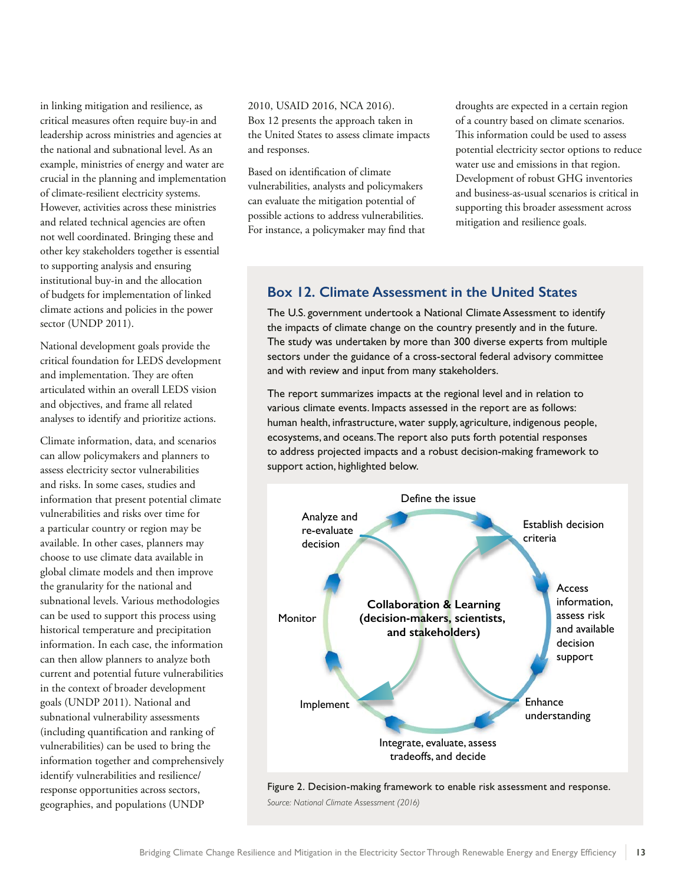in linking mitigation and resilience, as critical measures often require buy-in and leadership across ministries and agencies at the national and subnational level. As an example, ministries of energy and water are crucial in the planning and implementation of climate-resilient electricity systems. However, activities across these ministries and related technical agencies are often not well coordinated. Bringing these and other key stakeholders together is essential to supporting analysis and ensuring institutional buy-in and the allocation of budgets for implementation of linked climate actions and policies in the power sector (UNDP 2011).

National development goals provide the critical foundation for LEDS development and implementation. They are often articulated within an overall LEDS vision and objectives, and frame all related analyses to identify and prioritize actions.

Climate information, data, and scenarios can allow policymakers and planners to assess electricity sector vulnerabilities and risks. In some cases, studies and information that present potential climate vulnerabilities and risks over time for a particular country or region may be available. In other cases, planners may choose to use climate data available in global climate models and then improve the granularity for the national and subnational levels. Various methodologies can be used to support this process using historical temperature and precipitation information. In each case, the information can then allow planners to analyze both current and potential future vulnerabilities in the context of broader development goals (UNDP 2011). National and subnational vulnerability assessments (including quantification and ranking of vulnerabilities) can be used to bring the information together and comprehensively identify vulnerabilities and resilience/response opportunities across sectors, geographies, and populations (UNDP 2010, USAID 2016, NCA 2016). Box 12 presents the approach taken in the United States to assess climate impacts and responses.

Based on identification of climate vulnerabilities, analysts and policymakers can evaluate the mitigation potential of possible actions to address vulnerabilities. For instance, a policymaker may find that droughts are expected in a certain region of a country based on climate scenarios. This information could be used to assess potential electricity sector options to reduce water use and emissions in that region. Development of robust GHG inventories and business-as-usual scenarios is critical in supporting this broader assessment across mitigation and resilience goals.

## Box 12. Climate Assessment in the United States

The U.S. government undertook a National Climate Assessment to identify the impacts of climate change on the country presently and in the future. The study was undertaken by more than 300 diverse experts from multiple sectors under the guidance of a cross-sectoral federal advisory committee and with review and input from many stakeholders.

The report summarizes impacts at the regional level and in relation to various climate events. Impacts assessed in the report are as follows: human health, infrastructure, water supply, agriculture, indigenous people, ecosystems, and oceans. The report also puts forth potential responses to address projected impacts and a robust decision-making framework to support action, highlighted below.

Figure 2. Decision-making framework to enable risk assessment and response.

*Source: National Climate Assessment (2016)*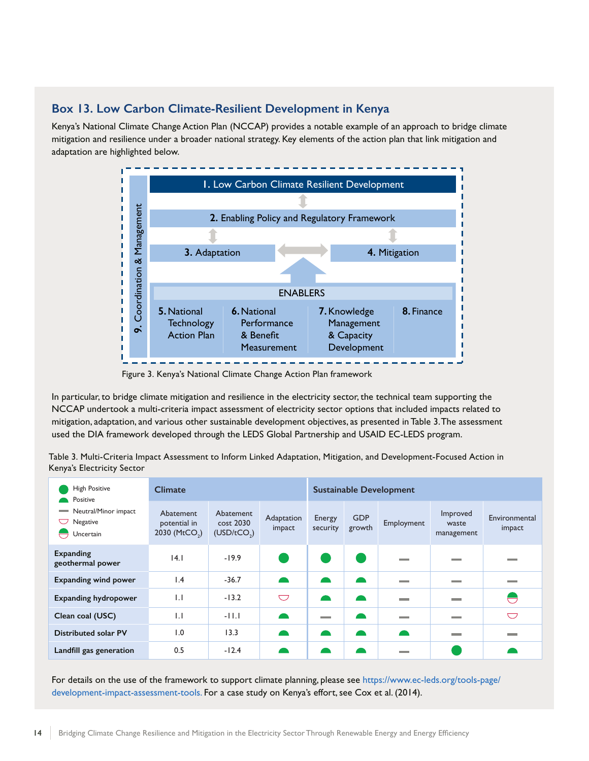## Box 13. Low Carbon Climate-Resilient Development in Kenya

Kenya's National Climate Change Action Plan (NCCAP) provides a notable example of an approach to bridge climate mitigation and resilience under a broader national strategy. Key elements of the action plan that link mitigation and adaptation are highlighted below.

1. Low Carbon Climate Resilient Development
2. Enabling Policy and Regulatory Framework
3. Adaptation
4. Mitigation

ENABLERS

5. National Technology Action Plan
6. National Performance & Benefit Measurement
7. Knowledge Management & Capacity Development
8. Finance
9. Coordination & Management

Figure 3. Kenya's National Climate Change Action Plan framework

In particular, to bridge climate mitigation and resilience in the electricity sector, the technical team supporting the NCCAP undertook a multi-criteria impact assessment of electricity sector options that included impacts related to mitigation, adaptation, and various other sustainable development objectives, as presented in Table 3. The assessment used the DIA framework developed through the LEDS Global Partnership and USAID EC-LEDS program.

Table 3. Multi-Criteria Impact Assessment to Inform Linked Adaptation, Mitigation, and Development-Focused Action in Kenya's Electricity Sector

Legend: High Positive; Positive; Neutral/Minor impact; Negative; Uncertain

| | Climate | | | Sustainable Development | | | | |
|---|---|---|---|---|---|---|---|---|
| | Abatement potential in 2030 ($MtCO_2$) | Abatement cost 2030 ($USD/tCO_2$) | Adaptation impact | Energy security | GDP growth | Employment | Improved waste management | Environmental impact |
| **Expanding geothermal power** | 14.1 | -19.9 | High Positive | High Positive | High Positive | Neutral/Minor impact | Neutral/Minor impact | Neutral/Minor impact |
| **Expanding wind power** | 1.4 | -36.7 | Positive | Positive | Positive | Neutral/Minor impact | Neutral/Minor impact | Neutral/Minor impact |
| **Expanding hydropower** | 1.1 | -13.2 | Negative | Positive | Positive | Neutral/Minor impact | Neutral/Minor impact | Uncertain |
| **Clean coal (USC)** | 1.1 | -11.1 | Positive | Neutral/Minor impact | Positive | Neutral/Minor impact | Neutral/Minor impact | Negative |
| **Distributed solar PV** | 1.0 | 13.3 | Positive | Positive | Positive | Positive | Neutral/Minor impact | Neutral/Minor impact |
| **Landfill gas generation** | 0.5 | -12.4 | Positive | Positive | Positive | Neutral/Minor impact | High Positive | Positive |

For details on the use of the framework to support climate planning, please see https://www.ec-leds.org/tools-page/development-impact-assessment-tools. For a case study on Kenya's effort, see Cox et al. (2014).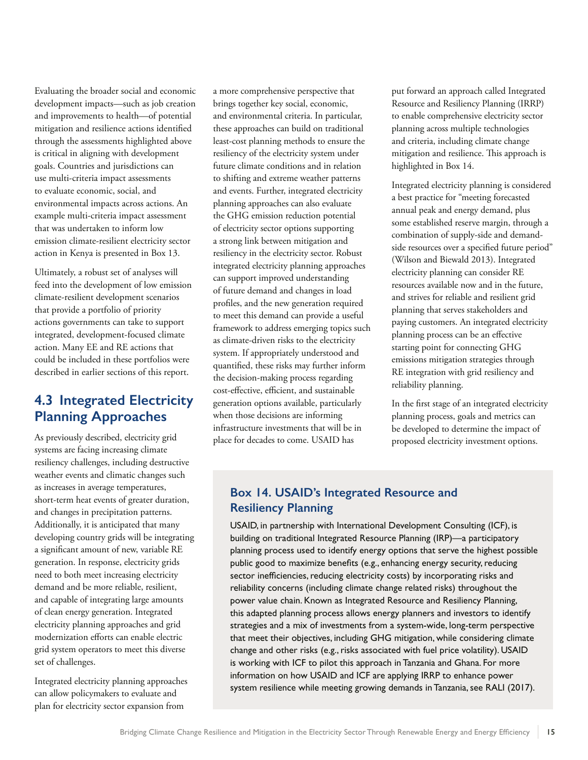Evaluating the broader social and economic development impacts—such as job creation and improvements to health—of potential mitigation and resilience actions identified through the assessments highlighted above is critical in aligning with development goals. Countries and jurisdictions can use multi-criteria impact assessments to evaluate economic, social, and environmental impacts across actions. An example multi-criteria impact assessment that was undertaken to inform low emission climate-resilient electricity sector action in Kenya is presented in Box 13.

Ultimately, a robust set of analyses will feed into the development of low emission climate-resilient development scenarios that provide a portfolio of priority actions governments can take to support integrated, development-focused climate action. Many EE and RE actions that could be included in these portfolios were described in earlier sections of this report.

## 4.3 Integrated Electricity Planning Approaches

As previously described, electricity grid systems are facing increasing climate resiliency challenges, including destructive weather events and climatic changes such as increases in average temperatures, short-term heat events of greater duration, and changes in precipitation patterns. Additionally, it is anticipated that many developing country grids will be integrating a significant amount of new, variable RE generation. In response, electricity grids need to both meet increasing electricity demand and be more reliable, resilient, and capable of integrating large amounts of clean energy generation. Integrated electricity planning approaches and grid modernization efforts can enable electric grid system operators to meet this diverse set of challenges.

Integrated electricity planning approaches can allow policymakers to evaluate and plan for electricity sector expansion from a more comprehensive perspective that brings together key social, economic, and environmental criteria. In particular, these approaches can build on traditional least-cost planning methods to ensure the resiliency of the electricity system under future climate conditions and in relation to shifting and extreme weather patterns and events. Further, integrated electricity planning approaches can also evaluate the GHG emission reduction potential of electricity sector options supporting a strong link between mitigation and resiliency in the electricity sector. Robust integrated electricity planning approaches can support improved understanding of future demand and changes in load profiles, and the new generation required to meet this demand can provide a useful framework to address emerging topics such as climate-driven risks to the electricity system. If appropriately understood and quantified, these risks may further inform the decision-making process regarding cost-effective, efficient, and sustainable generation options available, particularly when those decisions are informing infrastructure investments that will be in place for decades to come. USAID has put forward an approach called Integrated Resource and Resiliency Planning (IRRP) to enable comprehensive electricity sector planning across multiple technologies and criteria, including climate change mitigation and resilience. This approach is highlighted in Box 14.

Integrated electricity planning is considered a best practice for "meeting forecasted annual peak and energy demand, plus some established reserve margin, through a combination of supply-side and demand-side resources over a specified future period" (Wilson and Biewald 2013). Integrated electricity planning can consider RE resources available now and in the future, and strives for reliable and resilient grid planning that serves stakeholders and paying customers. An integrated electricity planning process can be an effective starting point for connecting GHG emissions mitigation strategies through RE integration with grid resiliency and reliability planning.

In the first stage of an integrated electricity planning process, goals and metrics can be developed to determine the impact of proposed electricity investment options.

### Box 14. USAID's Integrated Resource and Resiliency Planning

USAID, in partnership with International Development Consulting (ICF), is building on traditional Integrated Resource Planning (IRP)—a participatory planning process used to identify energy options that serve the highest possible public good to maximize benefits (e.g., enhancing energy security, reducing sector inefficiencies, reducing electricity costs) by incorporating risks and reliability concerns (including climate change related risks) throughout the power value chain. Known as Integrated Resource and Resiliency Planning, this adapted planning process allows energy planners and investors to identify strategies and a mix of investments from a system-wide, long-term perspective that meet their objectives, including GHG mitigation, while considering climate change and other risks (e.g., risks associated with fuel price volatility). USAID is working with ICF to pilot this approach in Tanzania and Ghana. For more information on how USAID and ICF are applying IRRP to enhance power system resilience while meeting growing demands in Tanzania, see RALI (2017).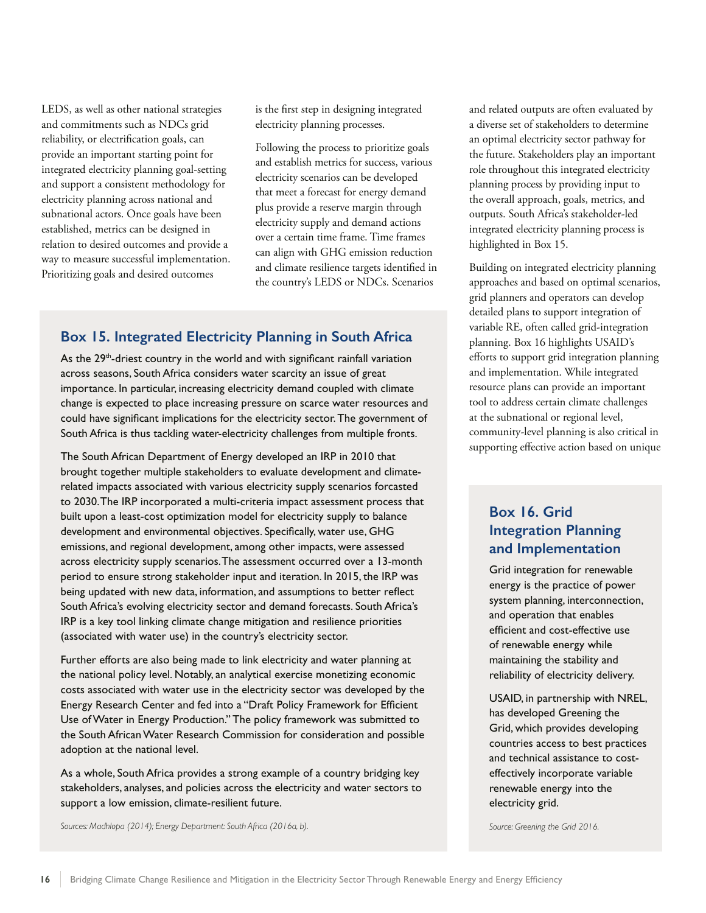LEDS, as well as other national strategies and commitments such as NDCs grid reliability, or electrification goals, can provide an important starting point for integrated electricity planning goal-setting and support a consistent methodology for electricity planning across national and subnational actors. Once goals have been established, metrics can be designed in relation to desired outcomes and provide a way to measure successful implementation. Prioritizing goals and desired outcomes is the first step in designing integrated electricity planning processes.

Following the process to prioritize goals and establish metrics for success, various electricity scenarios can be developed that meet a forecast for energy demand plus provide a reserve margin through electricity supply and demand actions over a certain time frame. Time frames can align with GHG emission reduction and climate resilience targets identified in the country's LEDS or NDCs. Scenarios and related outputs are often evaluated by a diverse set of stakeholders to determine an optimal electricity sector pathway for the future. Stakeholders play an important role throughout this integrated electricity planning process by providing input to the overall approach, goals, metrics, and outputs. South Africa's stakeholder-led integrated electricity planning process is highlighted in Box 15.

Building on integrated electricity planning approaches and based on optimal scenarios, grid planners and operators can develop detailed plans to support integration of variable RE, often called grid-integration planning. Box 16 highlights USAID's efforts to support grid integration planning and implementation. While integrated resource plans can provide an important tool to address certain climate challenges at the subnational or regional level, community-level planning is also critical in supporting effective action based on unique

## Box 15. Integrated Electricity Planning in South Africa

As the 29th-driest country in the world and with significant rainfall variation across seasons, South Africa considers water scarcity an issue of great importance. In particular, increasing electricity demand coupled with climate change is expected to place increasing pressure on scarce water resources and could have significant implications for the electricity sector. The government of South Africa is thus tackling water-electricity challenges from multiple fronts.

The South African Department of Energy developed an IRP in 2010 that brought together multiple stakeholders to evaluate development and climate-related impacts associated with various electricity supply scenarios forcasted to 2030. The IRP incorporated a multi-criteria impact assessment process that built upon a least-cost optimization model for electricity supply to balance development and environmental objectives. Specifically, water use, GHG emissions, and regional development, among other impacts, were assessed across electricity supply scenarios. The assessment occurred over a 13-month period to ensure strong stakeholder input and iteration. In 2015, the IRP was being updated with new data, information, and assumptions to better reflect South Africa's evolving electricity sector and demand forecasts. South Africa's IRP is a key tool linking climate change mitigation and resilience priorities (associated with water use) in the country's electricity sector.

Further efforts are also being made to link electricity and water planning at the national policy level. Notably, an analytical exercise monetizing economic costs associated with water use in the electricity sector was developed by the Energy Research Center and fed into a "Draft Policy Framework for Efficient Use of Water in Energy Production." The policy framework was submitted to the South African Water Research Commission for consideration and possible adoption at the national level.

As a whole, South Africa provides a strong example of a country bridging key stakeholders, analyses, and policies across the electricity and water sectors to support a low emission, climate-resilient future.

*Sources: Madhlopa (2014); Energy Department: South Africa (2016a, b).*

## Box 16. Grid Integration Planning and Implementation

Grid integration for renewable energy is the practice of power system planning, interconnection, and operation that enables efficient and cost-effective use of renewable energy while maintaining the stability and reliability of electricity delivery.

USAID, in partnership with NREL, has developed Greening the Grid, which provides developing countries access to best practices and technical assistance to cost-effectively incorporate variable renewable energy into the electricity grid.

*Source: Greening the Grid 2016.*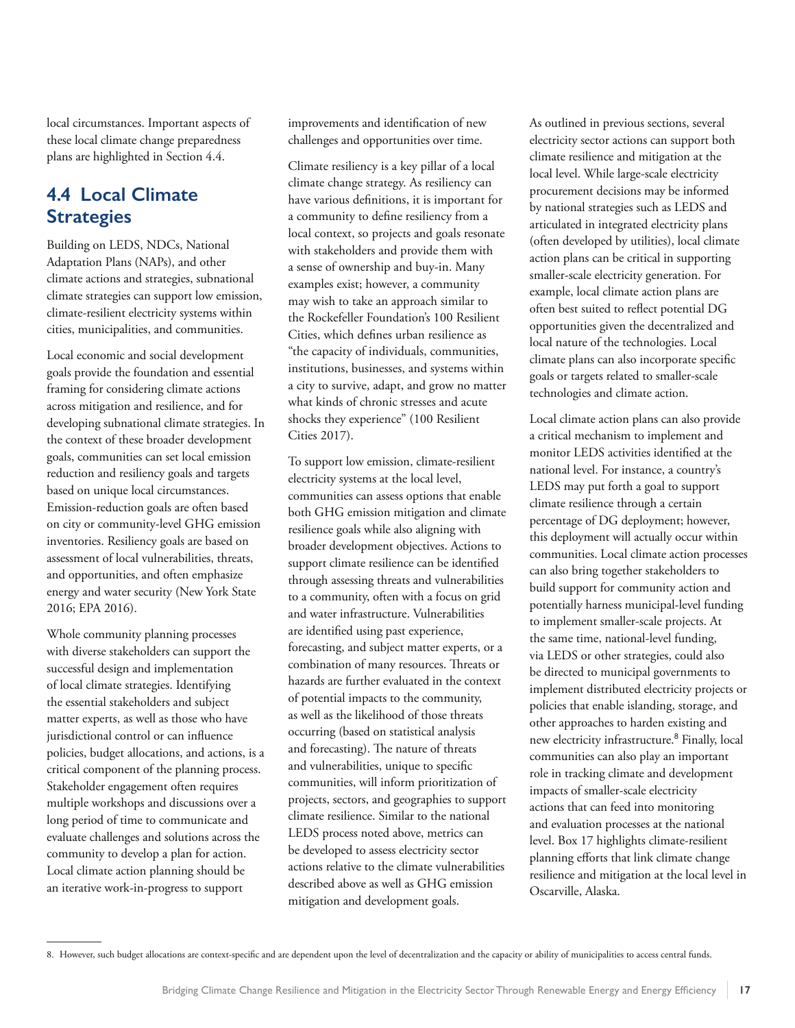local circumstances. Important aspects of these local climate change preparedness plans are highlighted in Section 4.4.

## 4.4 Local Climate Strategies

Building on LEDS, NDCs, National Adaptation Plans (NAPs), and other climate actions and strategies, subnational climate strategies can support low emission, climate-resilient electricity systems within cities, municipalities, and communities.

Local economic and social development goals provide the foundation and essential framing for considering climate actions across mitigation and resilience, and for developing subnational climate strategies. In the context of these broader development goals, communities can set local emission reduction and resiliency goals and targets based on unique local circumstances. Emission-reduction goals are often based on city or community-level GHG emission inventories. Resiliency goals are based on assessment of local vulnerabilities, threats, and opportunities, and often emphasize energy and water security (New York State 2016; EPA 2016).

Whole community planning processes with diverse stakeholders can support the successful design and implementation of local climate strategies. Identifying the essential stakeholders and subject matter experts, as well as those who have jurisdictional control or can influence policies, budget allocations, and actions, is a critical component of the planning process. Stakeholder engagement often requires multiple workshops and discussions over a long period of time to communicate and evaluate challenges and solutions across the community to develop a plan for action. Local climate action planning should be an iterative work-in-progress to support improvements and identification of new challenges and opportunities over time.

Climate resiliency is a key pillar of a local climate change strategy. As resiliency can have various definitions, it is important for a community to define resiliency from a local context, so projects and goals resonate with stakeholders and provide them with a sense of ownership and buy-in. Many examples exist; however, a community may wish to take an approach similar to the Rockefeller Foundation's 100 Resilient Cities, which defines urban resilience as "the capacity of individuals, communities, institutions, businesses, and systems within a city to survive, adapt, and grow no matter what kinds of chronic stresses and acute shocks they experience" (100 Resilient Cities 2017).

To support low emission, climate-resilient electricity systems at the local level, communities can assess options that enable both GHG emission mitigation and climate resilience goals while also aligning with broader development objectives. Actions to support climate resilience can be identified through assessing threats and vulnerabilities to a community, often with a focus on grid and water infrastructure. Vulnerabilities are identified using past experience, forecasting, and subject matter experts, or a combination of many resources. Threats or hazards are further evaluated in the context of potential impacts to the community, as well as the likelihood of those threats occurring (based on statistical analysis and forecasting). The nature of threats and vulnerabilities, unique to specific communities, will inform prioritization of projects, sectors, and geographies to support climate resilience. Similar to the national LEDS process noted above, metrics can be developed to assess electricity sector actions relative to the climate vulnerabilities described above as well as GHG emission mitigation and development goals.

As outlined in previous sections, several electricity sector actions can support both climate resilience and mitigation at the local level. While large-scale electricity procurement decisions may be informed by national strategies such as LEDS and articulated in integrated electricity plans (often developed by utilities), local climate action plans can be critical in supporting smaller-scale electricity generation. For example, local climate action plans are often best suited to reflect potential DG opportunities given the decentralized and local nature of the technologies. Local climate plans can also incorporate specific goals or targets related to smaller-scale technologies and climate action.

Local climate action plans can also provide a critical mechanism to implement and monitor LEDS activities identified at the national level. For instance, a country's LEDS may put forth a goal to support climate resilience through a certain percentage of DG deployment; however, this deployment will actually occur within communities. Local climate action processes can also bring together stakeholders to build support for community action and potentially harness municipal-level funding to implement smaller-scale projects. At the same time, national-level funding, via LEDS or other strategies, could also be directed to municipal governments to implement distributed electricity projects or policies that enable islanding, storage, and other approaches to harden existing and new electricity infrastructure.[8] Finally, local communities can also play an important role in tracking climate and development impacts of smaller-scale electricity actions that can feed into monitoring and evaluation processes at the national level. Box 17 highlights climate-resilient planning efforts that link climate change resilience and mitigation at the local level in Oscarville, Alaska.

---

8. However, such budget allocations are context-specific and are dependent upon the level of decentralization and the capacity or ability of municipalities to access central funds.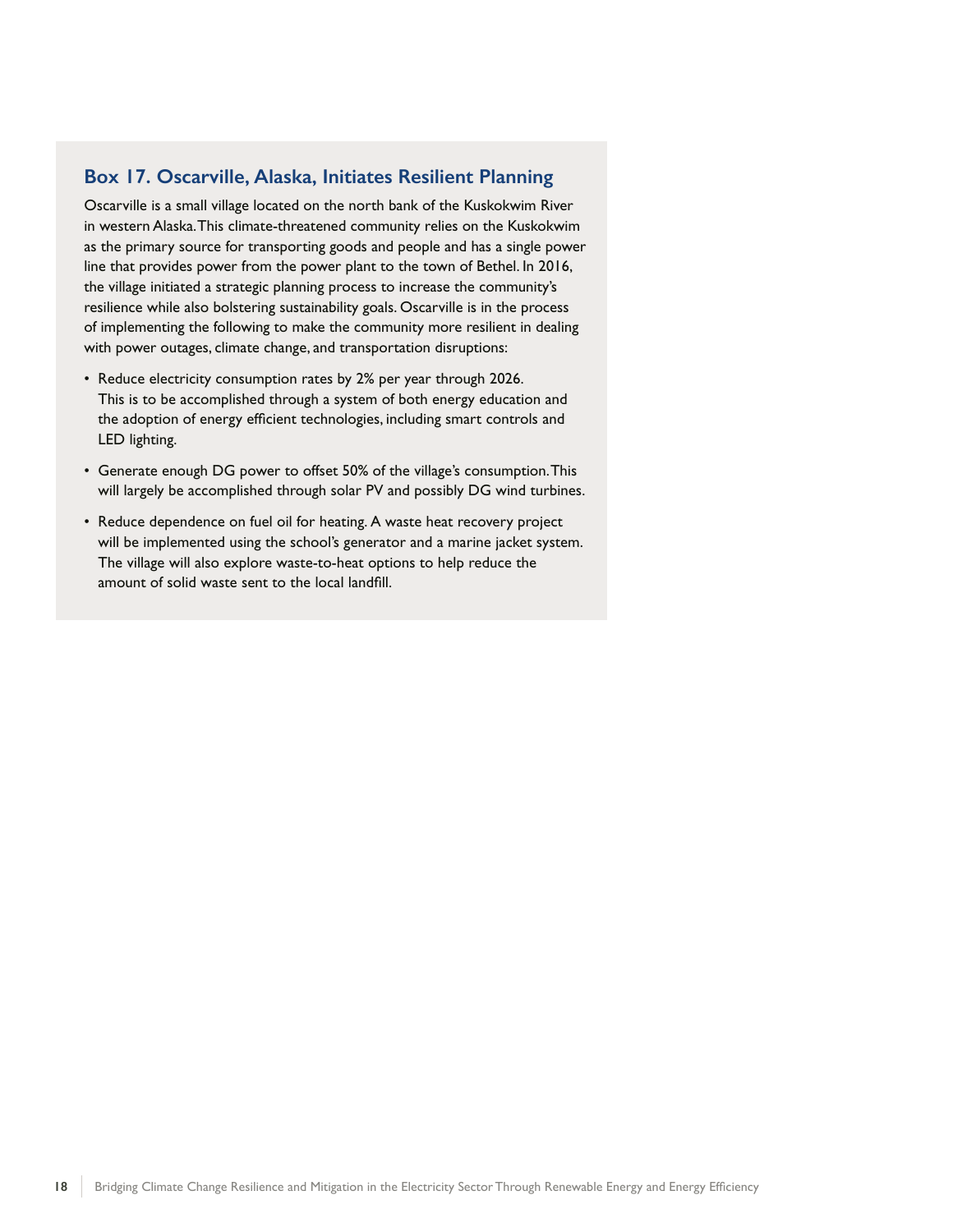### Box 17. Oscarville, Alaska, Initiates Resilient Planning

Oscarville is a small village located on the north bank of the Kuskokwim River in western Alaska. This climate-threatened community relies on the Kuskokwim as the primary source for transporting goods and people and has a single power line that provides power from the power plant to the town of Bethel. In 2016, the village initiated a strategic planning process to increase the community's resilience while also bolstering sustainability goals. Oscarville is in the process of implementing the following to make the community more resilient in dealing with power outages, climate change, and transportation disruptions:

- Reduce electricity consumption rates by 2% per year through 2026. This is to be accomplished through a system of both energy education and the adoption of energy efficient technologies, including smart controls and LED lighting.
- Generate enough DG power to offset 50% of the village's consumption. This will largely be accomplished through solar PV and possibly DG wind turbines.
- Reduce dependence on fuel oil for heating. A waste heat recovery project will be implemented using the school's generator and a marine jacket system. The village will also explore waste-to-heat options to help reduce the amount of solid waste sent to the local landfill.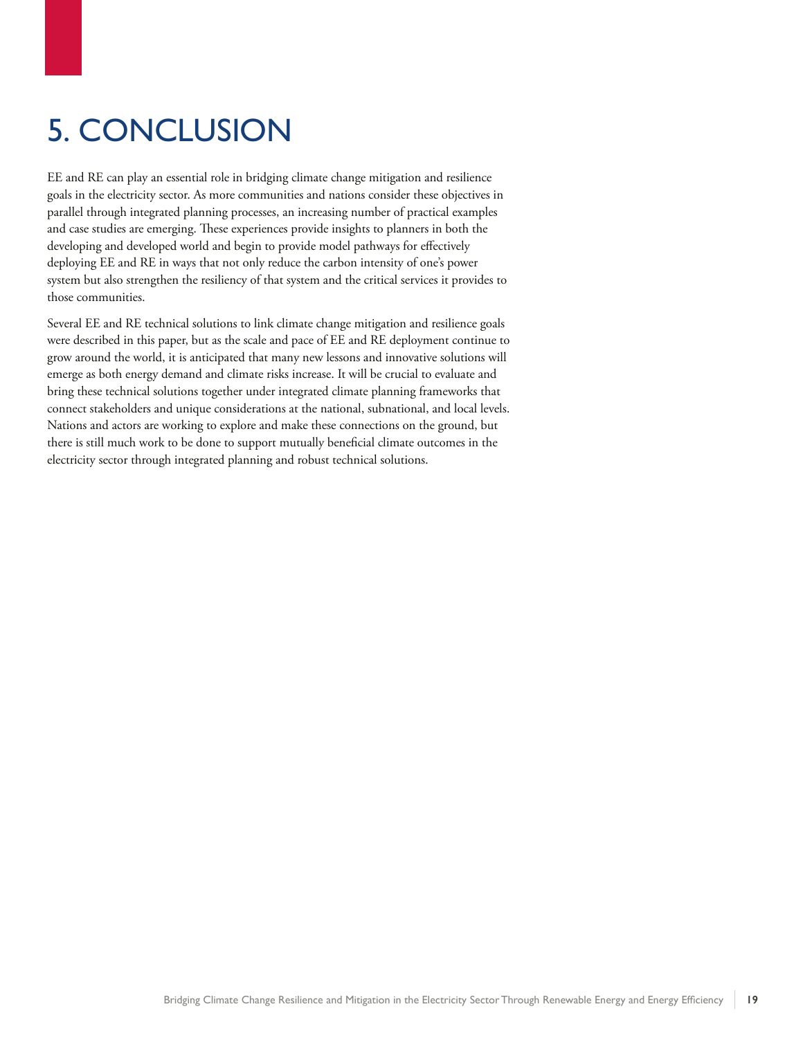# 5. CONCLUSION

EE and RE can play an essential role in bridging climate change mitigation and resilience goals in the electricity sector. As more communities and nations consider these objectives in parallel through integrated planning processes, an increasing number of practical examples and case studies are emerging. These experiences provide insights to planners in both the developing and developed world and begin to provide model pathways for effectively deploying EE and RE in ways that not only reduce the carbon intensity of one's power system but also strengthen the resiliency of that system and the critical services it provides to those communities.

Several EE and RE technical solutions to link climate change mitigation and resilience goals were described in this paper, but as the scale and pace of EE and RE deployment continue to grow around the world, it is anticipated that many new lessons and innovative solutions will emerge as both energy demand and climate risks increase. It will be crucial to evaluate and bring these technical solutions together under integrated climate planning frameworks that connect stakeholders and unique considerations at the national, subnational, and local levels. Nations and actors are working to explore and make these connections on the ground, but there is still much work to be done to support mutually beneficial climate outcomes in the electricity sector through integrated planning and robust technical solutions.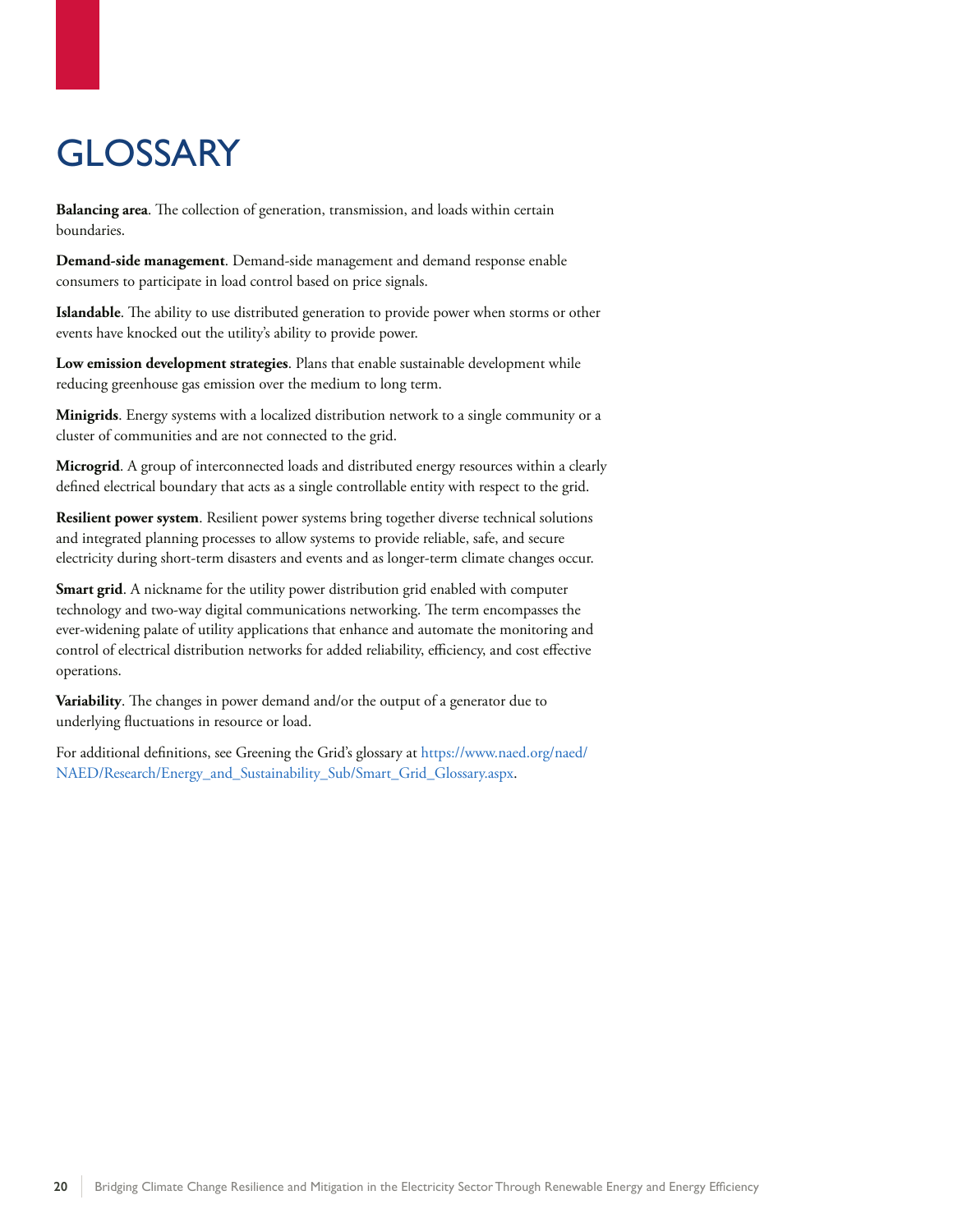# GLOSSARY

**Balancing area**. The collection of generation, transmission, and loads within certain boundaries.

**Demand-side management**. Demand-side management and demand response enable consumers to participate in load control based on price signals.

**Islandable**. The ability to use distributed generation to provide power when storms or other events have knocked out the utility's ability to provide power.

**Low emission development strategies**. Plans that enable sustainable development while reducing greenhouse gas emission over the medium to long term.

**Minigrids**. Energy systems with a localized distribution network to a single community or a cluster of communities and are not connected to the grid.

**Microgrid**. A group of interconnected loads and distributed energy resources within a clearly defined electrical boundary that acts as a single controllable entity with respect to the grid.

**Resilient power system**. Resilient power systems bring together diverse technical solutions and integrated planning processes to allow systems to provide reliable, safe, and secure electricity during short-term disasters and events and as longer-term climate changes occur.

**Smart grid**. A nickname for the utility power distribution grid enabled with computer technology and two-way digital communications networking. The term encompasses the ever-widening palate of utility applications that enhance and automate the monitoring and control of electrical distribution networks for added reliability, efficiency, and cost effective operations.

**Variability**. The changes in power demand and/or the output of a generator due to underlying fluctuations in resource or load.

For additional definitions, see Greening the Grid's glossary at https://www.naed.org/naed/NAED/Research/Energy_and_Sustainability_Sub/Smart_Grid_Glossary.aspx.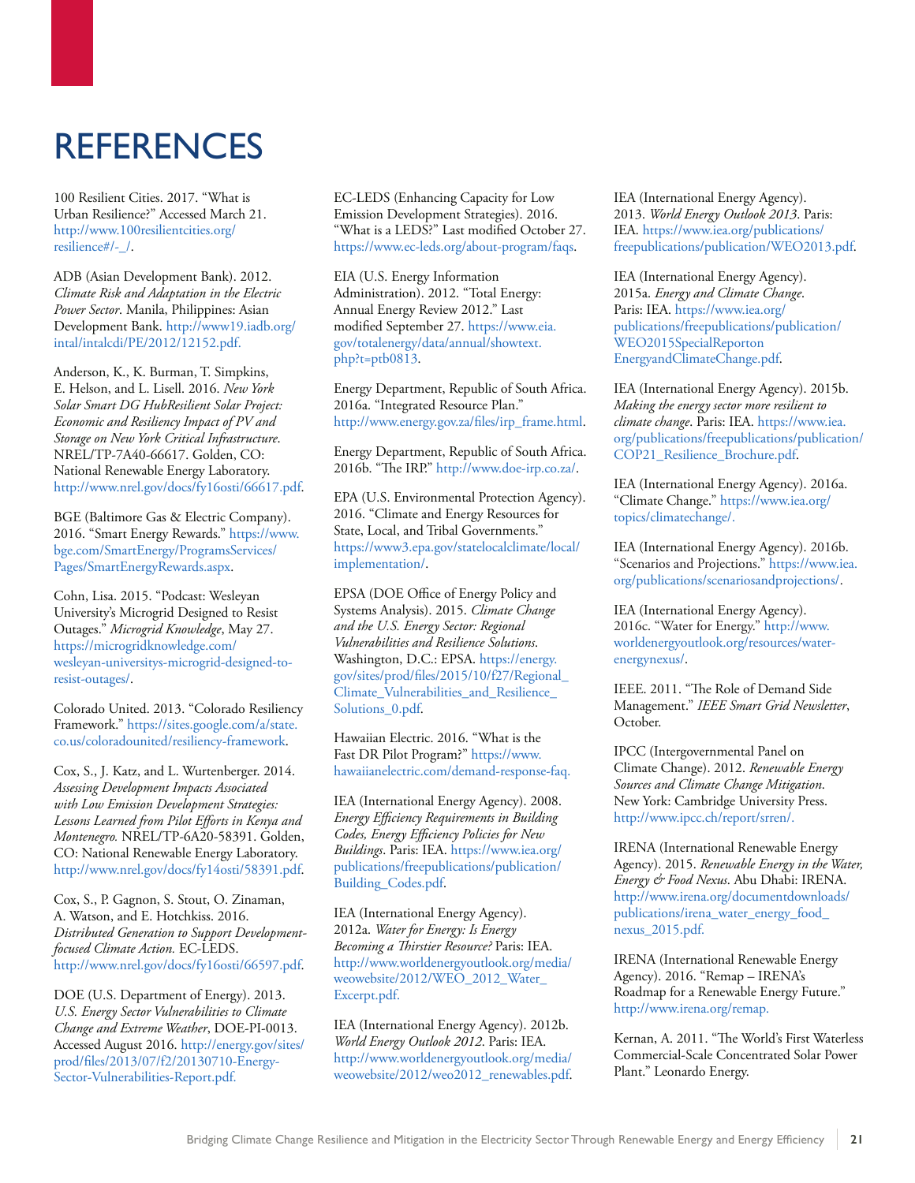# REFERENCES

100 Resilient Cities. 2017. "What is Urban Resilience?" Accessed March 21. http://www.100resilientcities.org/resilience#/-_/.

ADB (Asian Development Bank). 2012. *Climate Risk and Adaptation in the Electric Power Sector*. Manila, Philippines: Asian Development Bank. http://www19.iadb.org/intal/intalcdi/PE/2012/12152.pdf.

Anderson, K., K. Burman, T. Simpkins, E. Helson, and L. Lisell. 2016. *New York Solar Smart DG HubResilient Solar Project: Economic and Resiliency Impact of PV and Storage on New York Critical Infrastructure*. NREL/TP-7A40-66617. Golden, CO: National Renewable Energy Laboratory. http://www.nrel.gov/docs/fy16osti/66617.pdf.

BGE (Baltimore Gas & Electric Company). 2016. "Smart Energy Rewards." https://www.bge.com/SmartEnergy/ProgramsServices/Pages/SmartEnergyRewards.aspx.

Cohn, Lisa. 2015. "Podcast: Wesleyan University's Microgrid Designed to Resist Outages." *Microgrid Knowledge*, May 27. https://microgridknowledge.com/wesleyan-universitys-microgrid-designed-to-resist-outages/.

Colorado United. 2013. "Colorado Resiliency Framework." https://sites.google.com/a/state.co.us/coloradounited/resiliency-framework.

Cox, S., J. Katz, and L. Wurtenberger. 2014. *Assessing Development Impacts Associated with Low Emission Development Strategies: Lessons Learned from Pilot Efforts in Kenya and Montenegro.* NREL/TP-6A20-58391. Golden, CO: National Renewable Energy Laboratory. http://www.nrel.gov/docs/fy14osti/58391.pdf.

Cox, S., P. Gagnon, S. Stout, O. Zinaman, A. Watson, and E. Hotchkiss. 2016. *Distributed Generation to Support Development-focused Climate Action.* EC-LEDS. http://www.nrel.gov/docs/fy16osti/66597.pdf.

DOE (U.S. Department of Energy). 2013. *U.S. Energy Sector Vulnerabilities to Climate Change and Extreme Weather*, DOE-PI-0013. Accessed August 2016. http://energy.gov/sites/prod/files/2013/07/f2/20130710-Energy-Sector-Vulnerabilities-Report.pdf.

EC-LEDS (Enhancing Capacity for Low Emission Development Strategies). 2016. "What is a LEDS?" Last modified October 27. https://www.ec-leds.org/about-program/faqs.

EIA (U.S. Energy Information Administration). 2012. "Total Energy: Annual Energy Review 2012." Last modified September 27. https://www.eia.gov/totalenergy/data/annual/showtext.php?t=ptb0813.

Energy Department, Republic of South Africa. 2016a. "Integrated Resource Plan." http://www.energy.gov.za/files/irp_frame.html.

Energy Department, Republic of South Africa. 2016b. "The IRP." http://www.doe-irp.co.za/.

EPA (U.S. Environmental Protection Agency). 2016. "Climate and Energy Resources for State, Local, and Tribal Governments." https://www3.epa.gov/statelocalclimate/local/implementation/.

EPSA (DOE Office of Energy Policy and Systems Analysis). 2015. *Climate Change and the U.S. Energy Sector: Regional Vulnerabilities and Resilience Solutions*. Washington, D.C.: EPSA. https://energy.gov/sites/prod/files/2015/10/f27/Regional_Climate_Vulnerabilities_and_Resilience_Solutions_0.pdf.

Hawaiian Electric. 2016. "What is the Fast DR Pilot Program?" https://www.hawaiianelectric.com/demand-response-faq.

IEA (International Energy Agency). 2008. *Energy Efficiency Requirements in Building Codes, Energy Efficiency Policies for New Buildings*. Paris: IEA. https://www.iea.org/publications/freepublications/publication/Building_Codes.pdf.

IEA (International Energy Agency). 2012a. *Water for Energy: Is Energy Becoming a Thirstier Resource?* Paris: IEA. http://www.worldenergyoutlook.org/media/weowebsite/2012/WEO_2012_Water_Excerpt.pdf.

IEA (International Energy Agency). 2012b. *World Energy Outlook 2012.* Paris: IEA. http://www.worldenergyoutlook.org/media/weowebsite/2012/weo2012_renewables.pdf.

IEA (International Energy Agency). 2013. *World Energy Outlook 2013*. Paris: IEA. https://www.iea.org/publications/freepublications/publication/WEO2013.pdf.

IEA (International Energy Agency). 2015a. *Energy and Climate Change*. Paris: IEA. https://www.iea.org/publications/freepublications/publication/WEO2015SpecialReportonEnergyandClimateChange.pdf.

IEA (International Energy Agency). 2015b. *Making the energy sector more resilient to climate change*. Paris: IEA. https://www.iea.org/publications/freepublications/publication/COP21_Resilience_Brochure.pdf.

IEA (International Energy Agency). 2016a. "Climate Change." https://www.iea.org/topics/climatechange/.

IEA (International Energy Agency). 2016b. "Scenarios and Projections." https://www.iea.org/publications/scenariosandprojections/.

IEA (International Energy Agency). 2016c. "Water for Energy." http://www.worldenergyoutlook.org/resources/water-energynexus/.

IEEE. 2011. "The Role of Demand Side Management." *IEEE Smart Grid Newsletter*, October.

IPCC (Intergovernmental Panel on Climate Change). 2012. *Renewable Energy Sources and Climate Change Mitigation*. New York: Cambridge University Press. http://www.ipcc.ch/report/srren/.

IRENA (International Renewable Energy Agency). 2015. *Renewable Energy in the Water, Energy & Food Nexus*. Abu Dhabi: IRENA. http://www.irena.org/documentdownloads/publications/irena_water_energy_food_nexus_2015.pdf.

IRENA (International Renewable Energy Agency). 2016. "Remap – IRENA's Roadmap for a Renewable Energy Future." http://www.irena.org/remap.

Kernan, A. 2011. "The World's First Waterless Commercial-Scale Concentrated Solar Power Plant." Leonardo Energy.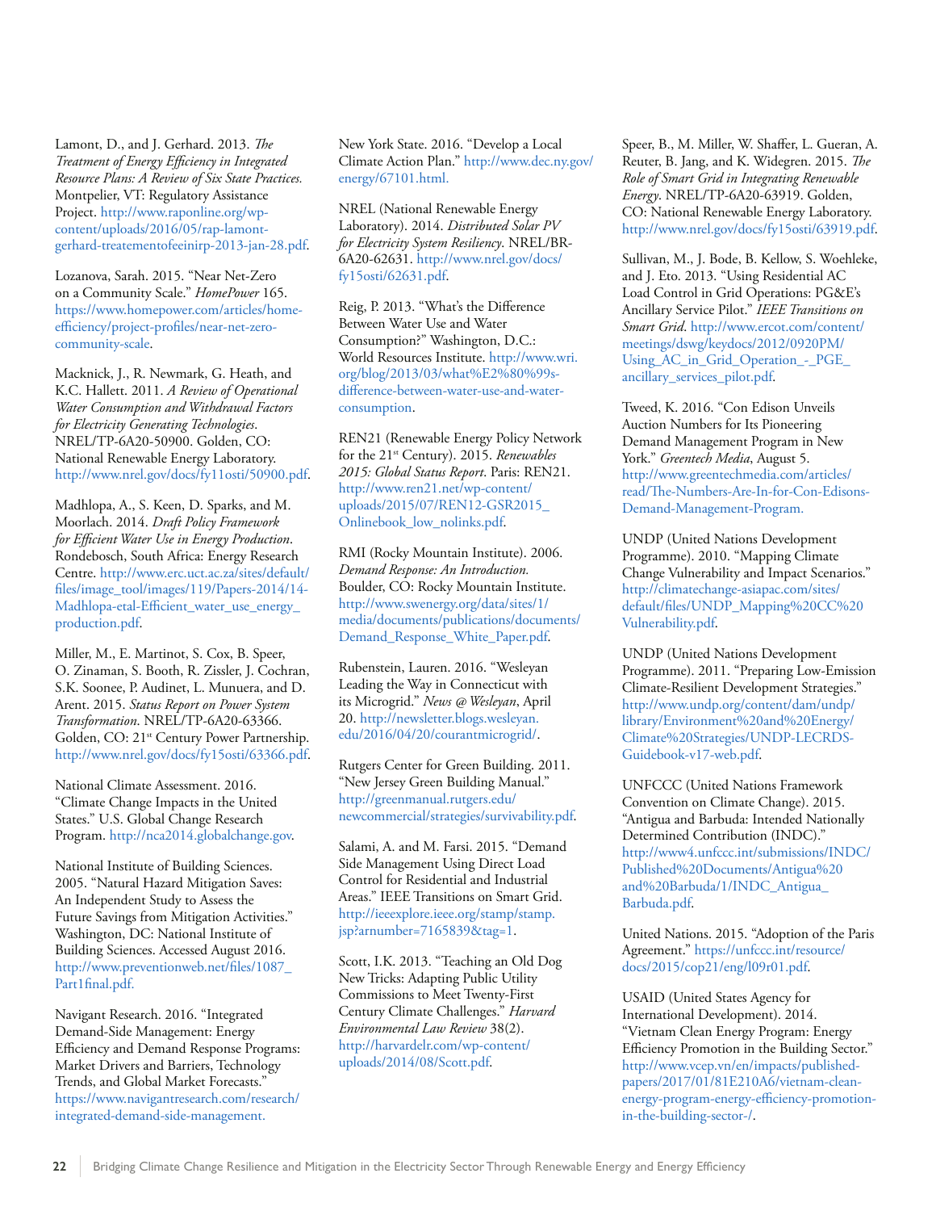Lamont, D., and J. Gerhard. 2013. *The Treatment of Energy Efficiency in Integrated Resource Plans: A Review of Six State Practices.* Montpelier, VT: Regulatory Assistance Project. http://www.raponline.org/wp-content/uploads/2016/05/rap-lamont-gerhard-treatementofeeinirp-2013-jan-28.pdf.

Lozanova, Sarah. 2015. "Near Net-Zero on a Community Scale." *HomePower* 165. https://www.homepower.com/articles/home-efficiency/project-profiles/near-net-zero-community-scale.

Macknick, J., R. Newmark, G. Heath, and K.C. Hallett. 2011. *A Review of Operational Water Consumption and Withdrawal Factors for Electricity Generating Technologies*. NREL/TP-6A20-50900. Golden, CO: National Renewable Energy Laboratory. http://www.nrel.gov/docs/fy11osti/50900.pdf.

Madhlopa, A., S. Keen, D. Sparks, and M. Moorlach. 2014. *Draft Policy Framework for Efficient Water Use in Energy Production*. Rondebosch, South Africa: Energy Research Centre. http://www.erc.uct.ac.za/sites/default/files/image_tool/images/119/Papers-2014/14-Madhlopa-etal-Efficient_water_use_energy_production.pdf.

Miller, M., E. Martinot, S. Cox, B. Speer, O. Zinaman, S. Booth, R. Zissler, J. Cochran, S.K. Soonee, P. Audinet, L. Munuera, and D. Arent. 2015. *Status Report on Power System Transformation*. NREL/TP-6A20-63366. Golden, CO: 21st Century Power Partnership. http://www.nrel.gov/docs/fy15osti/63366.pdf.

National Climate Assessment. 2016. "Climate Change Impacts in the United States." U.S. Global Change Research Program. http://nca2014.globalchange.gov.

National Institute of Building Sciences. 2005. "Natural Hazard Mitigation Saves: An Independent Study to Assess the Future Savings from Mitigation Activities." Washington, DC: National Institute of Building Sciences. Accessed August 2016. http://www.preventionweb.net/files/1087_Part1final.pdf.

Navigant Research. 2016. "Integrated Demand-Side Management: Energy Efficiency and Demand Response Programs: Market Drivers and Barriers, Technology Trends, and Global Market Forecasts." https://www.navigantresearch.com/research/integrated-demand-side-management.

New York State. 2016. "Develop a Local Climate Action Plan." http://www.dec.ny.gov/energy/67101.html.

NREL (National Renewable Energy Laboratory). 2014. *Distributed Solar PV for Electricity System Resiliency*. NREL/BR-6A20-62631. http://www.nrel.gov/docs/fy15osti/62631.pdf.

Reig, P. 2013. "What's the Difference Between Water Use and Water Consumption?" Washington, D.C.: World Resources Institute. http://www.wri.org/blog/2013/03/what%E2%80%99s-difference-between-water-use-and-water-consumption.

REN21 (Renewable Energy Policy Network for the 21st Century). 2015. *Renewables 2015: Global Status Report*. Paris: REN21. http://www.ren21.net/wp-content/uploads/2015/07/REN12-GSR2015_Onlinebook_low_nolinks.pdf.

RMI (Rocky Mountain Institute). 2006. *Demand Response: An Introduction.* Boulder, CO: Rocky Mountain Institute. http://www.swenergy.org/data/sites/1/media/documents/publications/documents/Demand_Response_White_Paper.pdf.

Rubenstein, Lauren. 2016. "Wesleyan Leading the Way in Connecticut with its Microgrid." *News @ Wesleyan*, April 20. http://newsletter.blogs.wesleyan.edu/2016/04/20/courantmicrogrid/.

Rutgers Center for Green Building. 2011. "New Jersey Green Building Manual." http://greenmanual.rutgers.edu/newcommercial/strategies/survivability.pdf.

Salami, A. and M. Farsi. 2015. "Demand Side Management Using Direct Load Control for Residential and Industrial Areas." IEEE Transitions on Smart Grid. http://ieeexplore.ieee.org/stamp/stamp.jsp?arnumber=7165839&tag=1.

Scott, I.K. 2013. "Teaching an Old Dog New Tricks: Adapting Public Utility Commissions to Meet Twenty-First Century Climate Challenges." *Harvard Environmental Law Review* 38(2). http://harvardelr.com/wp-content/uploads/2014/08/Scott.pdf.

Speer, B., M. Miller, W. Shaffer, L. Gueran, A. Reuter, B. Jang, and K. Widegren. 2015. *The Role of Smart Grid in Integrating Renewable Energy*. NREL/TP-6A20-63919. Golden, CO: National Renewable Energy Laboratory. http://www.nrel.gov/docs/fy15osti/63919.pdf.

Sullivan, M., J. Bode, B. Kellow, S. Woehleke, and J. Eto. 2013. "Using Residential AC Load Control in Grid Operations: PG&E's Ancillary Service Pilot." *IEEE Transitions on Smart Grid*. http://www.ercot.com/content/meetings/dswg/keydocs/2012/0920PM/Using_AC_in_Grid_Operation_-_PGE_ancillary_services_pilot.pdf.

Tweed, K. 2016. "Con Edison Unveils Auction Numbers for Its Pioneering Demand Management Program in New York." *Greentech Media*, August 5. http://www.greentechmedia.com/articles/read/The-Numbers-Are-In-for-Con-Edisons-Demand-Management-Program.

UNDP (United Nations Development Programme). 2010. "Mapping Climate Change Vulnerability and Impact Scenarios." http://climatechange-asiapac.com/sites/default/files/UNDP_Mapping%20CC%20Vulnerability.pdf.

UNDP (United Nations Development Programme). 2011. "Preparing Low-Emission Climate-Resilient Development Strategies." http://www.undp.org/content/dam/undp/library/Environment%20and%20Energy/Climate%20Strategies/UNDP-LECRDS-Guidebook-v17-web.pdf.

UNFCCC (United Nations Framework Convention on Climate Change). 2015. "Antigua and Barbuda: Intended Nationally Determined Contribution (INDC)." http://www4.unfccc.int/submissions/INDC/Published%20Documents/Antigua%20and%20Barbuda/1/INDC_Antigua_Barbuda.pdf.

United Nations. 2015. "Adoption of the Paris Agreement." https://unfccc.int/resource/docs/2015/cop21/eng/l09r01.pdf.

USAID (United States Agency for International Development). 2014. "Vietnam Clean Energy Program: Energy Efficiency Promotion in the Building Sector." http://www.vcep.vn/en/impacts/published-papers/2017/01/81E210A6/vietnam-clean-energy-program-energy-efficiency-promotion-in-the-building-sector-/.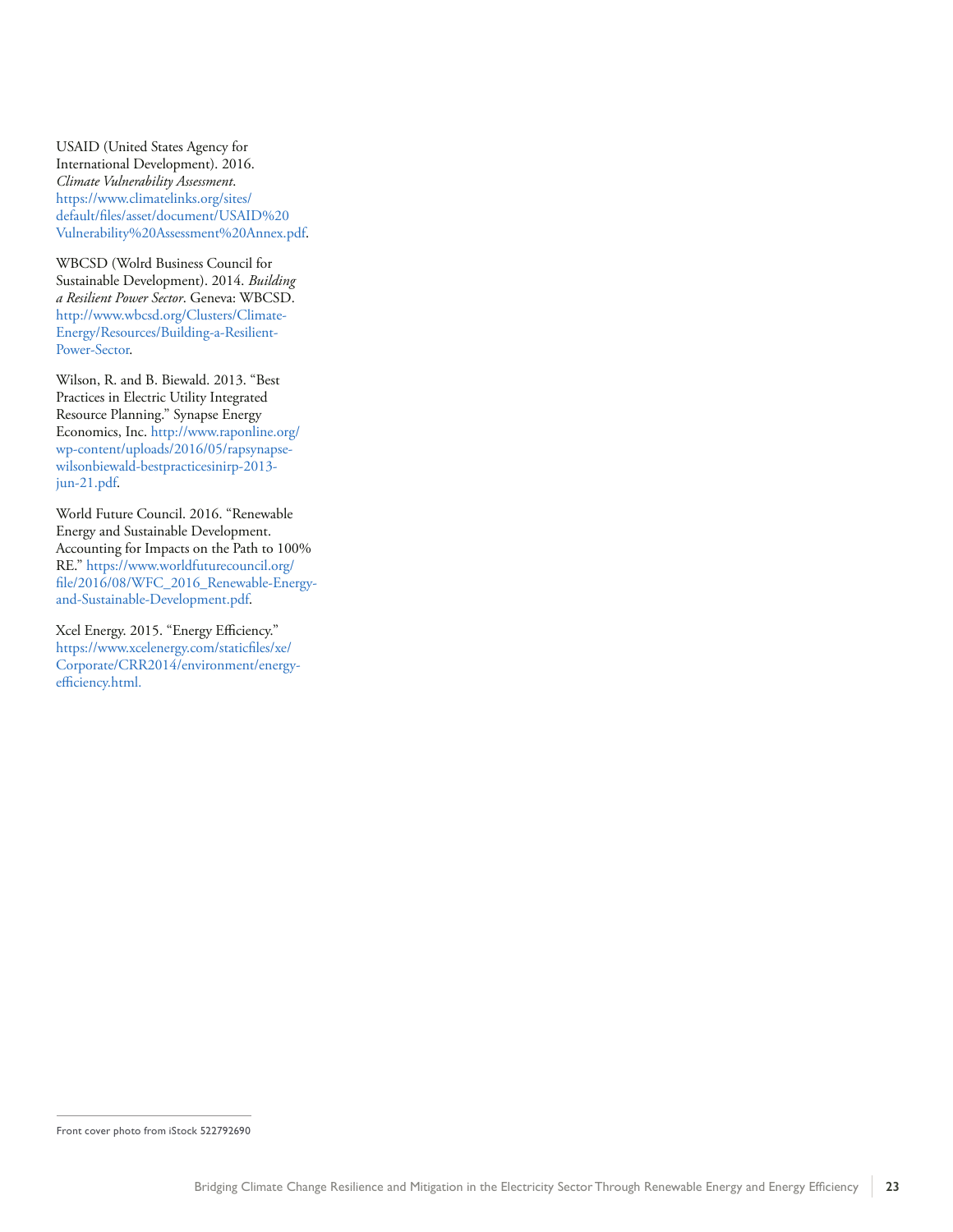USAID (United States Agency for International Development). 2016. *Climate Vulnerability Assessment*. https://www.climatelinks.org/sites/default/files/asset/document/USAID%20Vulnerability%20Assessment%20Annex.pdf.

WBCSD (Wolrd Business Council for Sustainable Development). 2014. *Building a Resilient Power Sector*. Geneva: WBCSD. http://www.wbcsd.org/Clusters/Climate-Energy/Resources/Building-a-Resilient-Power-Sector.

Wilson, R. and B. Biewald. 2013. "Best Practices in Electric Utility Integrated Resource Planning." Synapse Energy Economics, Inc. http://www.raponline.org/wp-content/uploads/2016/05/rapsynapse-wilsonbiewald-bestpracticesinirp-2013-jun-21.pdf.

World Future Council. 2016. "Renewable Energy and Sustainable Development. Accounting for Impacts on the Path to 100% RE." https://www.worldfuturecouncil.org/file/2016/08/WFC_2016_Renewable-Energy-and-Sustainable-Development.pdf.

Xcel Energy. 2015. "Energy Efficiency." https://www.xcelenergy.com/staticfiles/xe/Corporate/CRR2014/environment/energy-efficiency.html.

---

Front cover photo from iStock 522792690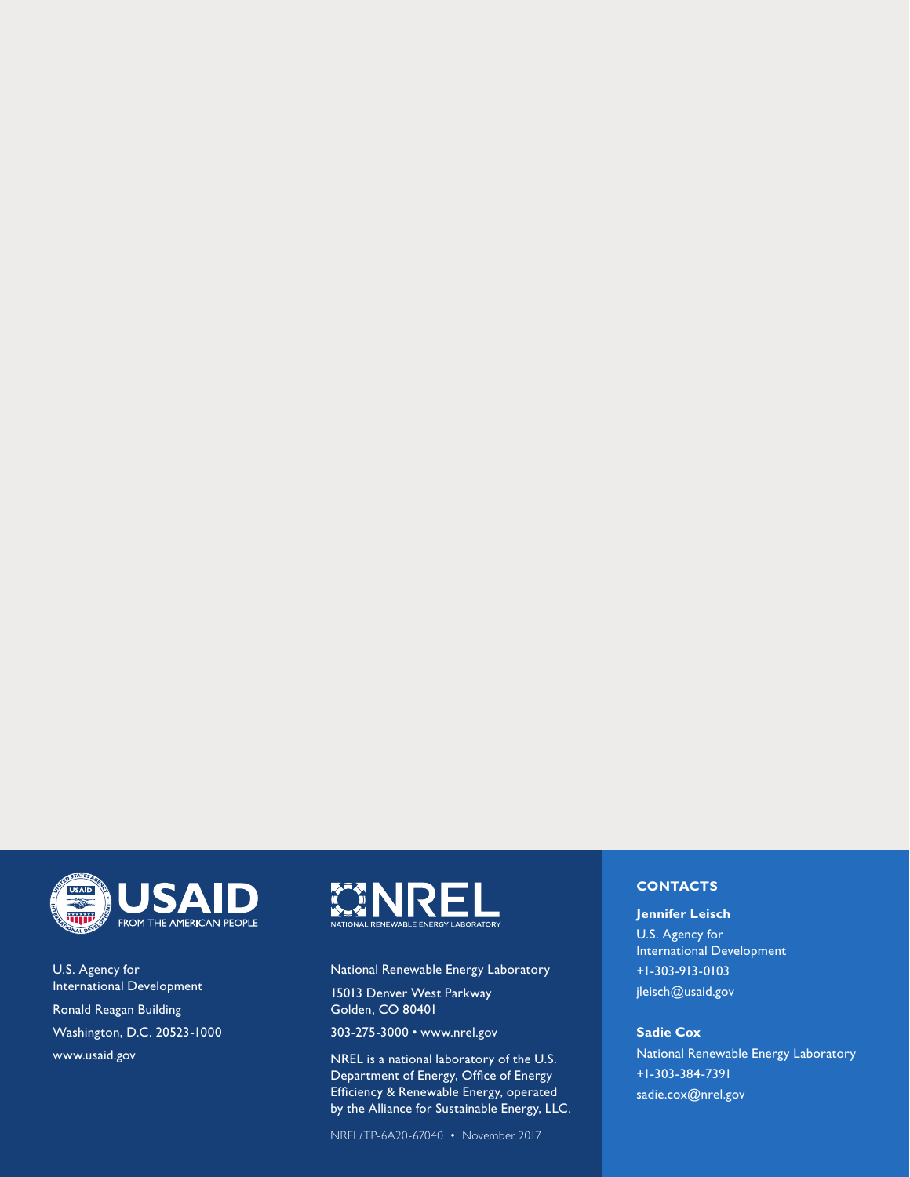USAID FROM THE AMERICAN PEOPLE

U.S. Agency for
International Development

Ronald Reagan Building

Washington, D.C. 20523-1000

www.usaid.gov

NREL NATIONAL RENEWABLE ENERGY LABORATORY

National Renewable Energy Laboratory

15013 Denver West Parkway
Golden, CO 80401

303-275-3000 • www.nrel.gov

NREL is a national laboratory of the U.S. Department of Energy, Office of Energy Efficiency & Renewable Energy, operated by the Alliance for Sustainable Energy, LLC.

NREL/TP-6A20-67040 • November 2017

**CONTACTS**

**Jennifer Leisch**
U.S. Agency for
International Development
+1-303-913-0103
jleisch@usaid.gov

**Sadie Cox**
National Renewable Energy Laboratory
+1-303-384-7391
sadie.cox@nrel.gov